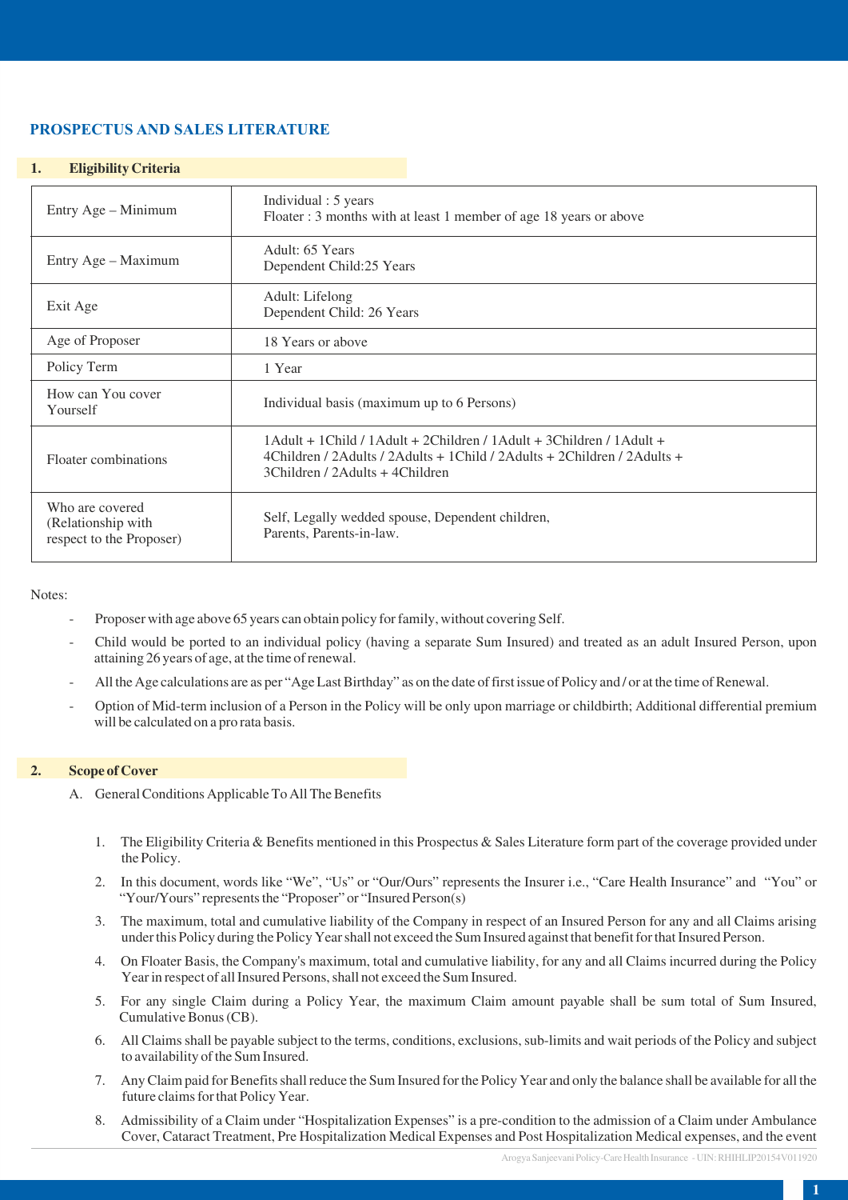## PROSPECTUS AND SALES LITERATURE

### 1. Eligibility Criteria

| | |
|---|---|
| Entry Age – Minimum | Individual : 5 years<br>Floater : 3 months with at least 1 member of age 18 years or above |
| Entry Age – Maximum | Adult: 65 Years<br>Dependent Child:25 Years |
| Exit Age | Adult: Lifelong<br>Dependent Child: 26 Years |
| Age of Proposer | 18 Years or above |
| Policy Term | 1 Year |
| How can You cover Yourself | Individual basis (maximum up to 6 Persons) |
| Floater combinations | 1Adult + 1Child / 1Adult + 2Children / 1Adult + 3Children / 1Adult + 4Children / 2Adults / 2Adults + 1Child / 2Adults + 2Children / 2Adults + 3Children / 2Adults + 4Children |
| Who are covered (Relationship with respect to the Proposer) | Self, Legally wedded spouse, Dependent children, Parents, Parents-in-law. |

Notes:

- Proposer with age above 65 years can obtain policy for family, without covering Self.
- Child would be ported to an individual policy (having a separate Sum Insured) and treated as an adult Insured Person, upon attaining 26 years of age, at the time of renewal.
- All the Age calculations are as per "Age Last Birthday" as on the date of first issue of Policy and / or at the time of Renewal.
- Option of Mid-term inclusion of a Person in the Policy will be only upon marriage or childbirth; Additional differential premium will be calculated on a pro rata basis.

### 2. Scope of Cover

A. General Conditions Applicable To All The Benefits

1. The Eligibility Criteria & Benefits mentioned in this Prospectus & Sales Literature form part of the coverage provided under the Policy.
2. In this document, words like "We", "Us" or "Our/Ours" represents the Insurer i.e., "Care Health Insurance" and "You" or "Your/Yours" represents the "Proposer" or "Insured Person(s)
3. The maximum, total and cumulative liability of the Company in respect of an Insured Person for any and all Claims arising under this Policy during the Policy Year shall not exceed the Sum Insured against that benefit for that Insured Person.
4. On Floater Basis, the Company's maximum, total and cumulative liability, for any and all Claims incurred during the Policy Year in respect of all Insured Persons, shall not exceed the Sum Insured.
5. For any single Claim during a Policy Year, the maximum Claim amount payable shall be sum total of Sum Insured, Cumulative Bonus (CB).
6. All Claims shall be payable subject to the terms, conditions, exclusions, sub-limits and wait periods of the Policy and subject to availability of the Sum Insured.
7. Any Claim paid for Benefits shall reduce the Sum Insured for the Policy Year and only the balance shall be available for all the future claims for that Policy Year.
8. Admissibility of a Claim under "Hospitalization Expenses" is a pre-condition to the admission of a Claim under Ambulance Cover, Cataract Treatment, Pre Hospitalization Medical Expenses and Post Hospitalization Medical expenses, and the event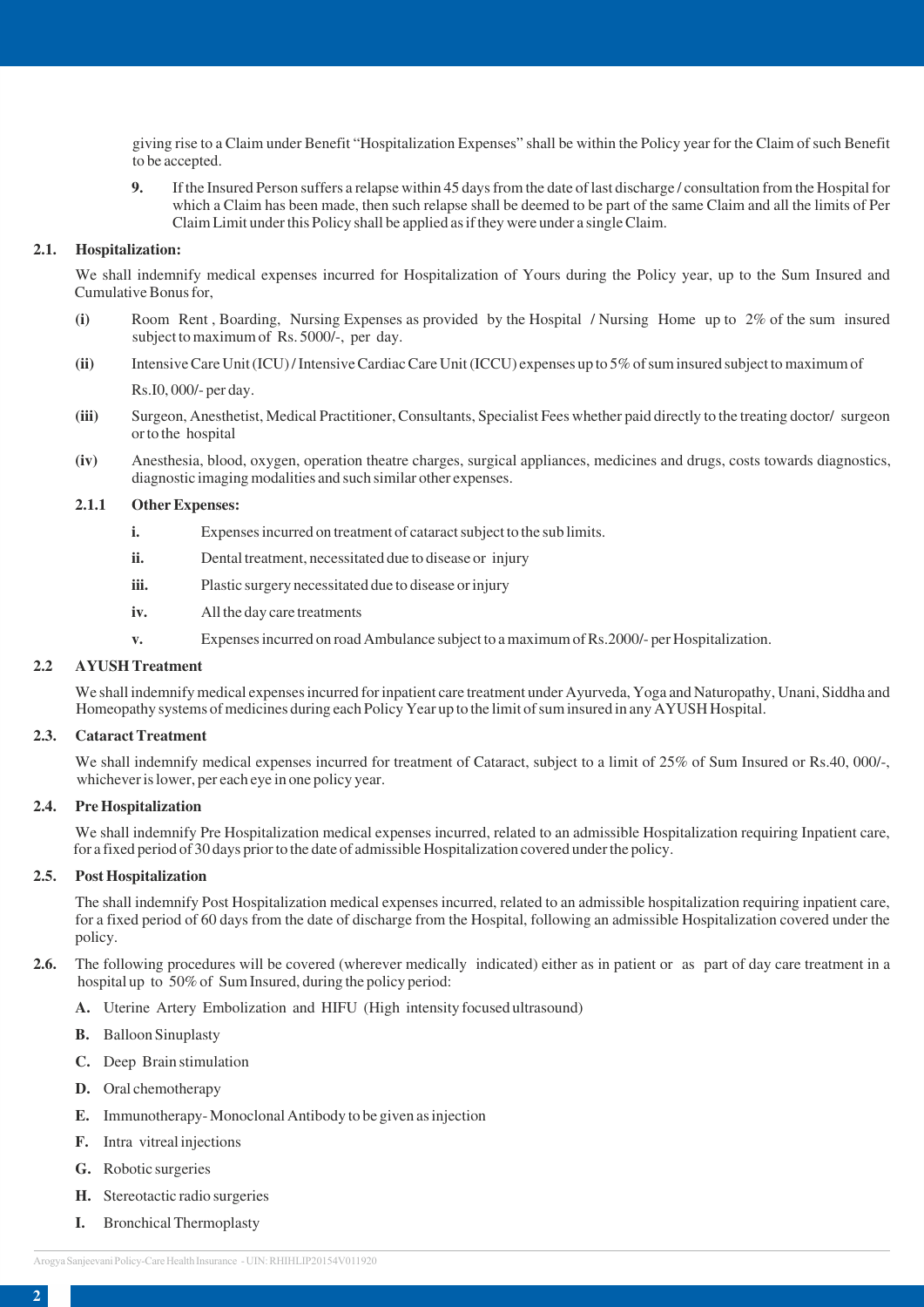giving rise to a Claim under Benefit "Hospitalization Expenses" shall be within the Policy year for the Claim of such Benefit to be accepted.

9. If the Insured Person suffers a relapse within 45 days from the date of last discharge / consultation from the Hospital for which a Claim has been made, then such relapse shall be deemed to be part of the same Claim and all the limits of Per Claim Limit under this Policy shall be applied as if they were under a single Claim.

### 2.1. Hospitalization:

We shall indemnify medical expenses incurred for Hospitalization of Yours during the Policy year, up to the Sum Insured and Cumulative Bonus for,

**(i)** Room Rent , Boarding, Nursing Expenses as provided by the Hospital / Nursing Home up to 2% of the sum insured subject to maximum of Rs. 5000/-, per day.

**(ii)** Intensive Care Unit (ICU) / Intensive Cardiac Care Unit (ICCU) expenses up to 5% of sum insured subject to maximum of Rs.I0, 000/- per day.

**(iii)** Surgeon, Anesthetist, Medical Practitioner, Consultants, Specialist Fees whether paid directly to the treating doctor/ surgeon or to the hospital

**(iv)** Anesthesia, blood, oxygen, operation theatre charges, surgical appliances, medicines and drugs, costs towards diagnostics, diagnostic imaging modalities and such similar other expenses.

#### 2.1.1 Other Expenses:

**i.** Expenses incurred on treatment of cataract subject to the sub limits.

**ii.** Dental treatment, necessitated due to disease or injury

**iii.** Plastic surgery necessitated due to disease or injury

**iv.** All the day care treatments

**v.** Expenses incurred on road Ambulance subject to a maximum of Rs.2000/- per Hospitalization.

### 2.2 AYUSH Treatment

We shall indemnify medical expenses incurred for inpatient care treatment under Ayurveda, Yoga and Naturopathy, Unani, Siddha and Homeopathy systems of medicines during each Policy Year up to the limit of sum insured in any AYUSH Hospital.

### 2.3. Cataract Treatment

We shall indemnify medical expenses incurred for treatment of Cataract, subject to a limit of 25% of Sum Insured or Rs.40, 000/-, whichever is lower, per each eye in one policy year.

### 2.4. Pre Hospitalization

We shall indemnify Pre Hospitalization medical expenses incurred, related to an admissible Hospitalization requiring Inpatient care, for a fixed period of 30 days prior to the date of admissible Hospitalization covered under the policy.

### 2.5. Post Hospitalization

The shall indemnify Post Hospitalization medical expenses incurred, related to an admissible hospitalization requiring inpatient care, for a fixed period of 60 days from the date of discharge from the Hospital, following an admissible Hospitalization covered under the policy.

**2.6.** The following procedures will be covered (wherever medically indicated) either as in patient or as part of day care treatment in a hospital up to 50% of Sum Insured, during the policy period:

**A.** Uterine Artery Embolization and HIFU (High intensity focused ultrasound)

**B.** Balloon Sinuplasty

**C.** Deep Brain stimulation

**D.** Oral chemotherapy

**E.** Immunotherapy- Monoclonal Antibody to be given as injection

**F.** Intra vitreal injections

**G.** Robotic surgeries

**H.** Stereotactic radio surgeries

**I.** Bronchical Thermoplasty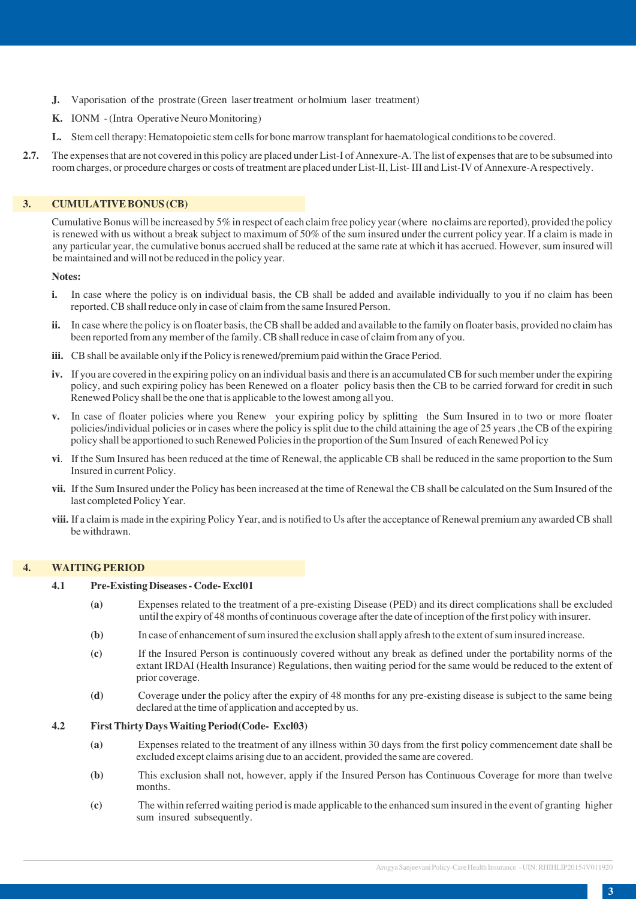**J.** Vaporisation of the prostrate (Green laser treatment or holmium laser treatment)

**K.** IONM - (Intra Operative Neuro Monitoring)

**L.** Stem cell therapy: Hematopoietic stem cells for bone marrow transplant for haematological conditions to be covered.

**2.7.** The expenses that are not covered in this policy are placed under List-I of Annexure-A. The list of expenses that are to be subsumed into room charges, or procedure charges or costs of treatment are placed under List-II, List- III and List-IV of Annexure-A respectively.

## 3. CUMULATIVE BONUS (CB)

Cumulative Bonus will be increased by 5% in respect of each claim free policy year (where no claims are reported), provided the policy is renewed with us without a break subject to maximum of 50% of the sum insured under the current policy year. If a claim is made in any particular year, the cumulative bonus accrued shall be reduced at the same rate at which it has accrued. However, sum insured will be maintained and will not be reduced in the policy year.

**Notes:**

**i.** In case where the policy is on individual basis, the CB shall be added and available individually to you if no claim has been reported. CB shall reduce only in case of claim from the same Insured Person.

**ii.** In case where the policy is on floater basis, the CB shall be added and available to the family on floater basis, provided no claim has been reported from any member of the family. CB shall reduce in case of claim from any of you.

**iii.** CB shall be available only if the Policy is renewed/premium paid within the Grace Period.

**iv.** If you are covered in the expiring policy on an individual basis and there is an accumulated CB for such member under the expiring policy, and such expiring policy has been Renewed on a floater policy basis then the CB to be carried forward for credit in such Renewed Policy shall be the one that is applicable to the lowest among all you.

**v.** In case of floater policies where you Renew your expiring policy by splitting the Sum Insured in to two or more floater policies/individual policies or in cases where the policy is split due to the child attaining the age of 25 years ,the CB of the expiring policy shall be apportioned to such Renewed Policies in the proportion of the Sum Insured of each Renewed Pol icy

**vi**. If the Sum Insured has been reduced at the time of Renewal, the applicable CB shall be reduced in the same proportion to the Sum Insured in current Policy.

**vii.** If the Sum Insured under the Policy has been increased at the time of Renewal the CB shall be calculated on the Sum Insured of the last completed Policy Year.

**viii.** If a claim is made in the expiring Policy Year, and is notified to Us after the acceptance of Renewal premium any awarded CB shall be withdrawn.

## 4. WAITING PERIOD

### 4.1 Pre-Existing Diseases - Code- Excl01

**(a)** Expenses related to the treatment of a pre-existing Disease (PED) and its direct complications shall be excluded until the expiry of 48 months of continuous coverage after the date of inception of the first policy with insurer.

**(b)** In case of enhancement of sum insured the exclusion shall apply afresh to the extent of sum insured increase.

**(c)** If the Insured Person is continuously covered without any break as defined under the portability norms of the extant IRDAI (Health Insurance) Regulations, then waiting period for the same would be reduced to the extent of prior coverage.

**(d)** Coverage under the policy after the expiry of 48 months for any pre-existing disease is subject to the same being declared at the time of application and accepted by us.

### 4.2 First Thirty Days Waiting Period(Code- Excl03)

**(a)** Expenses related to the treatment of any illness within 30 days from the first policy commencement date shall be excluded except claims arising due to an accident, provided the same are covered.

**(b)** This exclusion shall not, however, apply if the Insured Person has Continuous Coverage for more than twelve months.

**(c)** The within referred waiting period is made applicable to the enhanced sum insured in the event of granting higher sum insured subsequently.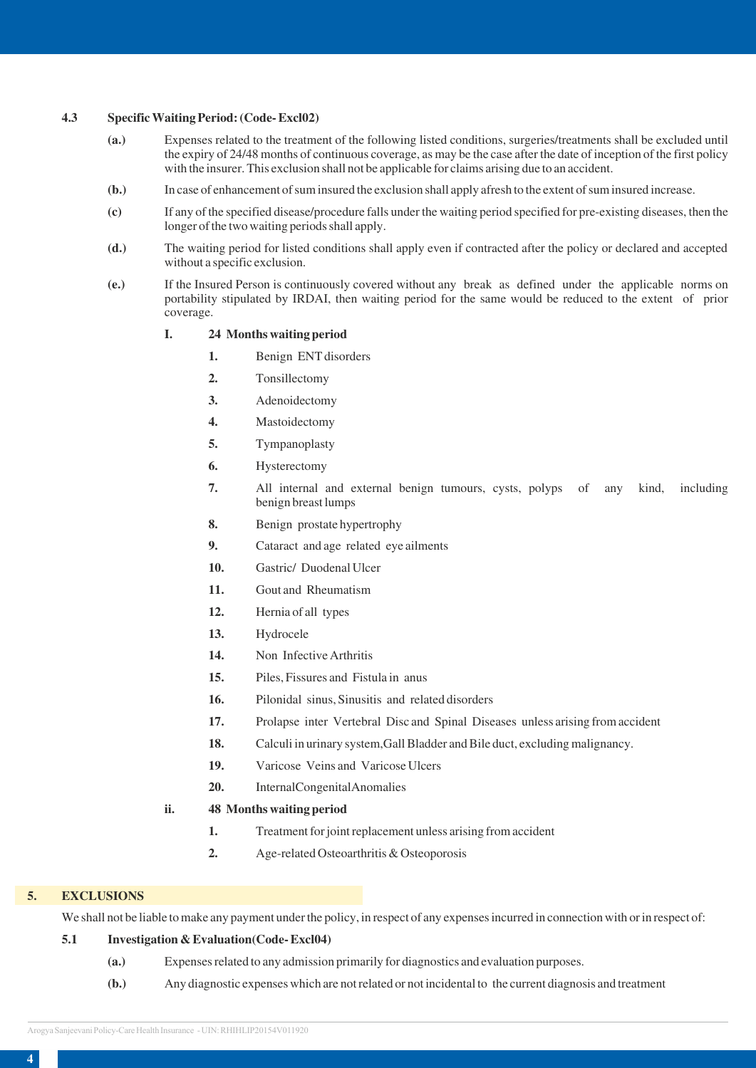### 4.3 Specific Waiting Period: (Code- Excl02)

**(a.)** Expenses related to the treatment of the following listed conditions, surgeries/treatments shall be excluded until the expiry of 24/48 months of continuous coverage, as may be the case after the date of inception of the first policy with the insurer. This exclusion shall not be applicable for claims arising due to an accident.

**(b.)** In case of enhancement of sum insured the exclusion shall apply afresh to the extent of sum insured increase.

**(c)** If any of the specified disease/procedure falls under the waiting period specified for pre-existing diseases, then the longer of the two waiting periods shall apply.

**(d.)** The waiting period for listed conditions shall apply even if contracted after the policy or declared and accepted without a specific exclusion.

**(e.)** If the Insured Person is continuously covered without any break as defined under the applicable norms on portability stipulated by IRDAI, then waiting period for the same would be reduced to the extent of prior coverage.

**I. 24 Months waiting period**

1. Benign ENT disorders
2. Tonsillectomy
3. Adenoidectomy
4. Mastoidectomy
5. Tympanoplasty
6. Hysterectomy
7. All internal and external benign tumours, cysts, polyps of any kind, including benign breast lumps
8. Benign prostate hypertrophy
9. Cataract and age related eye ailments
10. Gastric/ Duodenal Ulcer
11. Gout and Rheumatism
12. Hernia of all types
13. Hydrocele
14. Non Infective Arthritis
15. Piles, Fissures and Fistula in anus
16. Pilonidal sinus, Sinusitis and related disorders
17. Prolapse inter Vertebral Disc and Spinal Diseases unless arising from accident
18. Calculi in urinary system,Gall Bladder and Bile duct, excluding malignancy.
19. Varicose Veins and Varicose Ulcers
20. InternalCongenitalAnomalies

**ii. 48 Months waiting period**

1. Treatment for joint replacement unless arising from accident
2. Age-related Osteoarthritis & Osteoporosis

## 5. EXCLUSIONS

We shall not be liable to make any payment under the policy, in respect of any expenses incurred in connection with or in respect of:

### 5.1 Investigation & Evaluation(Code- Excl04)

**(a.)** Expenses related to any admission primarily for diagnostics and evaluation purposes.

**(b.)** Any diagnostic expenses which are not related or not incidental to the current diagnosis and treatment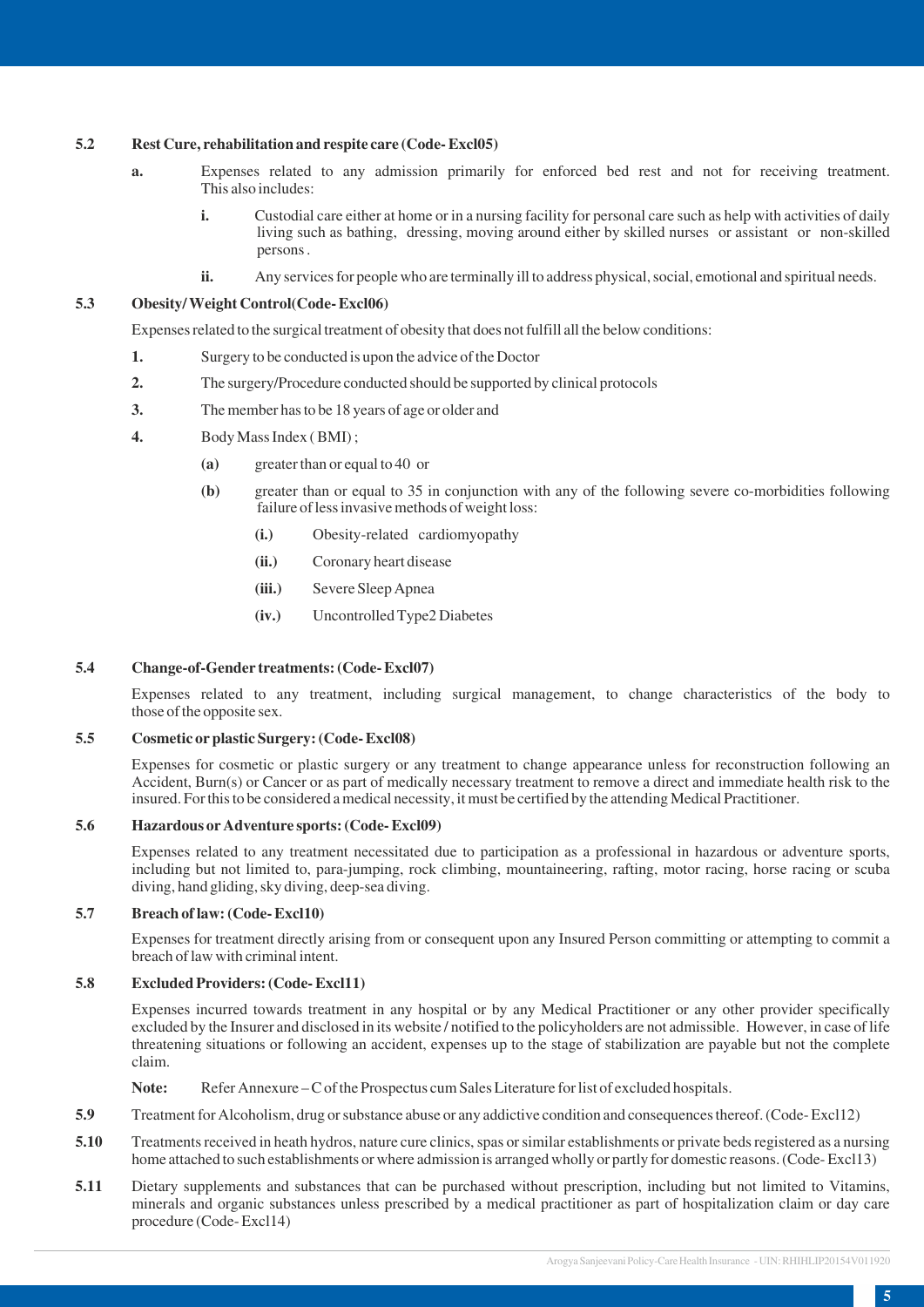### 5.2 Rest Cure, rehabilitation and respite care (Code- Excl05)

**a.** Expenses related to any admission primarily for enforced bed rest and not for receiving treatment. This also includes:

**i.** Custodial care either at home or in a nursing facility for personal care such as help with activities of daily living such as bathing, dressing, moving around either by skilled nurses or assistant or non-skilled persons .

**ii.** Any services for people who are terminally ill to address physical, social, emotional and spiritual needs.

### 5.3 Obesity/ Weight Control(Code- Excl06)

Expenses related to the surgical treatment of obesity that does not fulfill all the below conditions:

**1.** Surgery to be conducted is upon the advice of the Doctor

**2.** The surgery/Procedure conducted should be supported by clinical protocols

**3.** The member has to be 18 years of age or older and

**4.** Body Mass Index ( BMI) ;

**(a)** greater than or equal to 40 or

**(b)** greater than or equal to 35 in conjunction with any of the following severe co-morbidities following failure of less invasive methods of weight loss:

**(i.)** Obesity-related cardiomyopathy

**(ii.)** Coronary heart disease

**(iii.)** Severe Sleep Apnea

**(iv.)** Uncontrolled Type2 Diabetes

### 5.4 Change-of-Gender treatments: (Code- Excl07)

Expenses related to any treatment, including surgical management, to change characteristics of the body to those of the opposite sex.

### 5.5 Cosmetic or plastic Surgery: (Code- Excl08)

Expenses for cosmetic or plastic surgery or any treatment to change appearance unless for reconstruction following an Accident, Burn(s) or Cancer or as part of medically necessary treatment to remove a direct and immediate health risk to the insured. For this to be considered a medical necessity, it must be certified by the attending Medical Practitioner.

### 5.6 Hazardous or Adventure sports: (Code- Excl09)

Expenses related to any treatment necessitated due to participation as a professional in hazardous or adventure sports, including but not limited to, para-jumping, rock climbing, mountaineering, rafting, motor racing, horse racing or scuba diving, hand gliding, sky diving, deep-sea diving.

### 5.7 Breach of law: (Code- Excl10)

Expenses for treatment directly arising from or consequent upon any Insured Person committing or attempting to commit a breach of law with criminal intent.

### 5.8 Excluded Providers: (Code- Excl11)

Expenses incurred towards treatment in any hospital or by any Medical Practitioner or any other provider specifically excluded by the Insurer and disclosed in its website / notified to the policyholders are not admissible. However, in case of life threatening situations or following an accident, expenses up to the stage of stabilization are payable but not the complete claim.

**Note:** Refer Annexure – C of the Prospectus cum Sales Literature for list of excluded hospitals.

**5.9** Treatment for Alcoholism, drug or substance abuse or any addictive condition and consequences thereof. (Code- Excl12)

**5.10** Treatments received in heath hydros, nature cure clinics, spas or similar establishments or private beds registered as a nursing home attached to such establishments or where admission is arranged wholly or partly for domestic reasons. (Code- Excl13)

**5.11** Dietary supplements and substances that can be purchased without prescription, including but not limited to Vitamins, minerals and organic substances unless prescribed by a medical practitioner as part of hospitalization claim or day care procedure (Code- Excl14)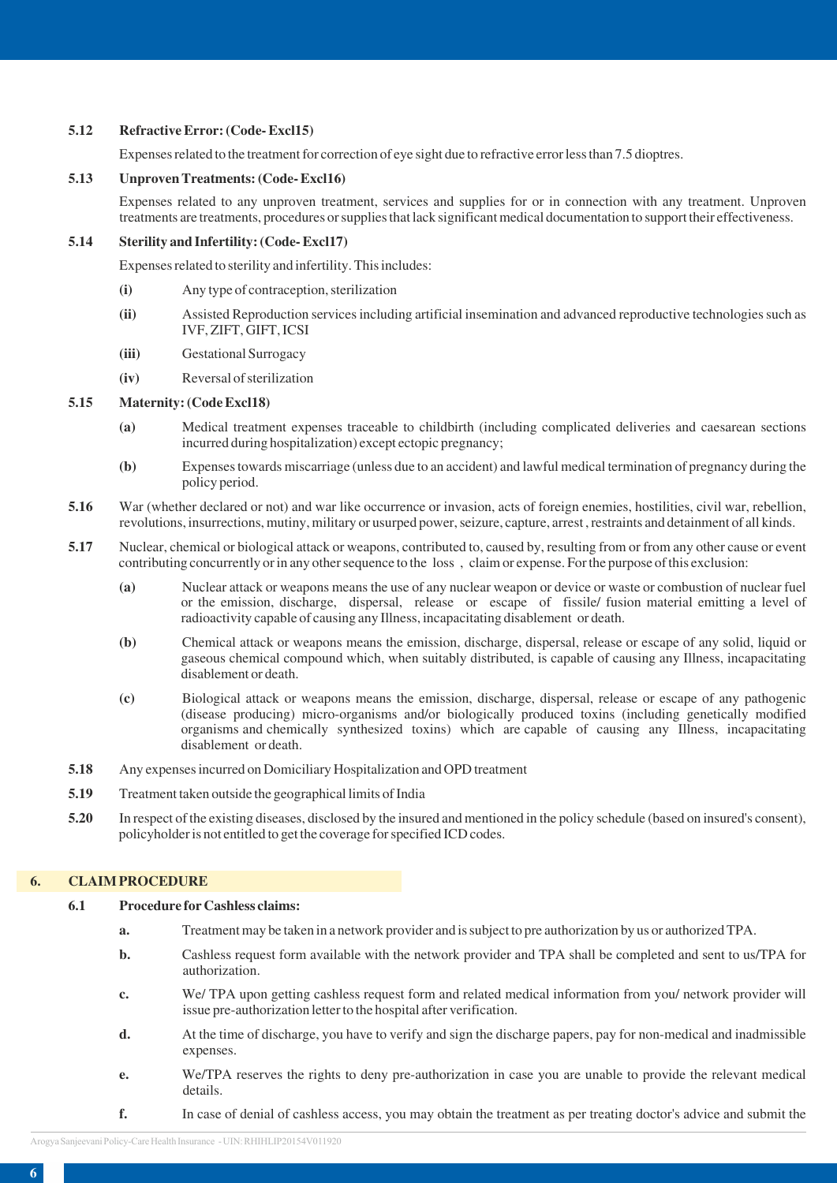**5.12 Refractive Error: (Code- Excl15)**

Expenses related to the treatment for correction of eye sight due to refractive error less than 7.5 dioptres.

**5.13 Unproven Treatments: (Code- Excl16)**

Expenses related to any unproven treatment, services and supplies for or in connection with any treatment. Unproven treatments are treatments, procedures or supplies that lack significant medical documentation to support their effectiveness.

**5.14 Sterility and Infertility: (Code- Excl17)**

Expenses related to sterility and infertility. This includes:

**(i)** Any type of contraception, sterilization

**(ii)** Assisted Reproduction services including artificial insemination and advanced reproductive technologies such as IVF, ZIFT, GIFT, ICSI

**(iii)** Gestational Surrogacy

**(iv)** Reversal of sterilization

**5.15 Maternity: (Code Excl18)**

**(a)** Medical treatment expenses traceable to childbirth (including complicated deliveries and caesarean sections incurred during hospitalization) except ectopic pregnancy;

**(b)** Expenses towards miscarriage (unless due to an accident) and lawful medical termination of pregnancy during the policy period.

**5.16** War (whether declared or not) and war like occurrence or invasion, acts of foreign enemies, hostilities, civil war, rebellion, revolutions, insurrections, mutiny, military or usurped power, seizure, capture, arrest , restraints and detainment of all kinds.

**5.17** Nuclear, chemical or biological attack or weapons, contributed to, caused by, resulting from or from any other cause or event contributing concurrently or in any other sequence to the loss , claim or expense. For the purpose of this exclusion:

**(a)** Nuclear attack or weapons means the use of any nuclear weapon or device or waste or combustion of nuclear fuel or the emission, discharge, dispersal, release or escape of fissile/ fusion material emitting a level of radioactivity capable of causing any Illness, incapacitating disablement or death.

**(b)** Chemical attack or weapons means the emission, discharge, dispersal, release or escape of any solid, liquid or gaseous chemical compound which, when suitably distributed, is capable of causing any Illness, incapacitating disablement or death.

**(c)** Biological attack or weapons means the emission, discharge, dispersal, release or escape of any pathogenic (disease producing) micro-organisms and/or biologically produced toxins (including genetically modified organisms and chemically synthesized toxins) which are capable of causing any Illness, incapacitating disablement or death.

**5.18** Any expenses incurred on Domiciliary Hospitalization and OPD treatment

**5.19** Treatment taken outside the geographical limits of India

**5.20** In respect of the existing diseases, disclosed by the insured and mentioned in the policy schedule (based on insured's consent), policyholder is not entitled to get the coverage for specified ICD codes.

## 6. CLAIM PROCEDURE

**6.1 Procedure for Cashless claims:**

**a.** Treatment may be taken in a network provider and is subject to pre authorization by us or authorized TPA.

**b.** Cashless request form available with the network provider and TPA shall be completed and sent to us/TPA for authorization.

**c.** We/ TPA upon getting cashless request form and related medical information from you/ network provider will issue pre-authorization letter to the hospital after verification.

**d.** At the time of discharge, you have to verify and sign the discharge papers, pay for non-medical and inadmissible expenses.

**e.** We/TPA reserves the rights to deny pre-authorization in case you are unable to provide the relevant medical details.

**f.** In case of denial of cashless access, you may obtain the treatment as per treating doctor's advice and submit the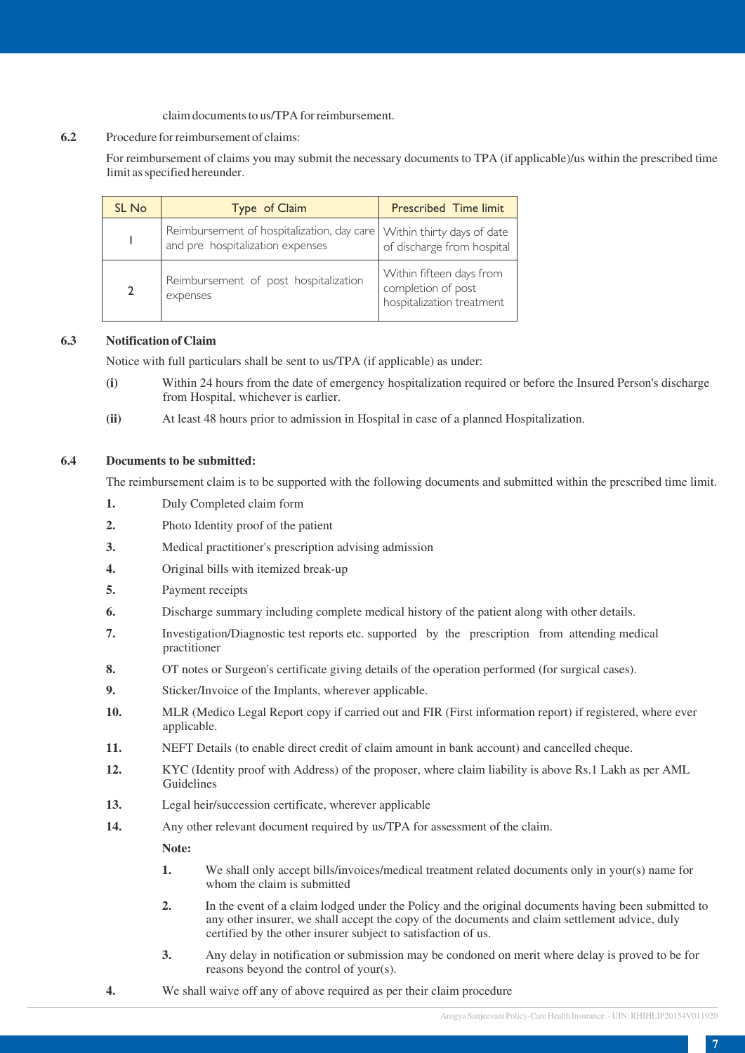claim documents to us/TPA for reimbursement.

**6.2** Procedure for reimbursement of claims:

For reimbursement of claims you may submit the necessary documents to TPA (if applicable)/us within the prescribed time limit as specified hereunder.

| SL No | Type of Claim | Prescribed Time limit |
|---|---|---|
| 1 | Reimbursement of hospitalization, day care and pre hospitalization expenses | Within thirty days of date of discharge from hospital |
| 2 | Reimbursement of post hospitalization expenses | Within fifteen days from completion of post hospitalization treatment |

**6.3 Notification of Claim**

Notice with full particulars shall be sent to us/TPA (if applicable) as under:

**(i)** Within 24 hours from the date of emergency hospitalization required or before the Insured Person's discharge from Hospital, whichever is earlier.

**(ii)** At least 48 hours prior to admission in Hospital in case of a planned Hospitalization.

**6.4 Documents to be submitted:**

The reimbursement claim is to be supported with the following documents and submitted within the prescribed time limit.

1. Duly Completed claim form
2. Photo Identity proof of the patient
3. Medical practitioner's prescription advising admission
4. Original bills with itemized break-up
5. Payment receipts
6. Discharge summary including complete medical history of the patient along with other details.
7. Investigation/Diagnostic test reports etc. supported by the prescription from attending medical practitioner
8. OT notes or Surgeon's certificate giving details of the operation performed (for surgical cases).
9. Sticker/Invoice of the Implants, wherever applicable.
10. MLR (Medico Legal Report copy if carried out and FIR (First information report) if registered, where ever applicable.
11. NEFT Details (to enable direct credit of claim amount in bank account) and cancelled cheque.
12. KYC (Identity proof with Address) of the proposer, where claim liability is above Rs.1 Lakh as per AML Guidelines
13. Legal heir/succession certificate, wherever applicable
14. Any other relevant document required by us/TPA for assessment of the claim.

    **Note:**

    1. We shall only accept bills/invoices/medical treatment related documents only in your(s) name for whom the claim is submitted
    2. In the event of a claim lodged under the Policy and the original documents having been submitted to any other insurer, we shall accept the copy of the documents and claim settlement advice, duly certified by the other insurer subject to satisfaction of us.
    3. Any delay in notification or submission may be condoned on merit where delay is proved to be for reasons beyond the control of your(s).

**4.** We shall waive off any of above required as per their claim procedure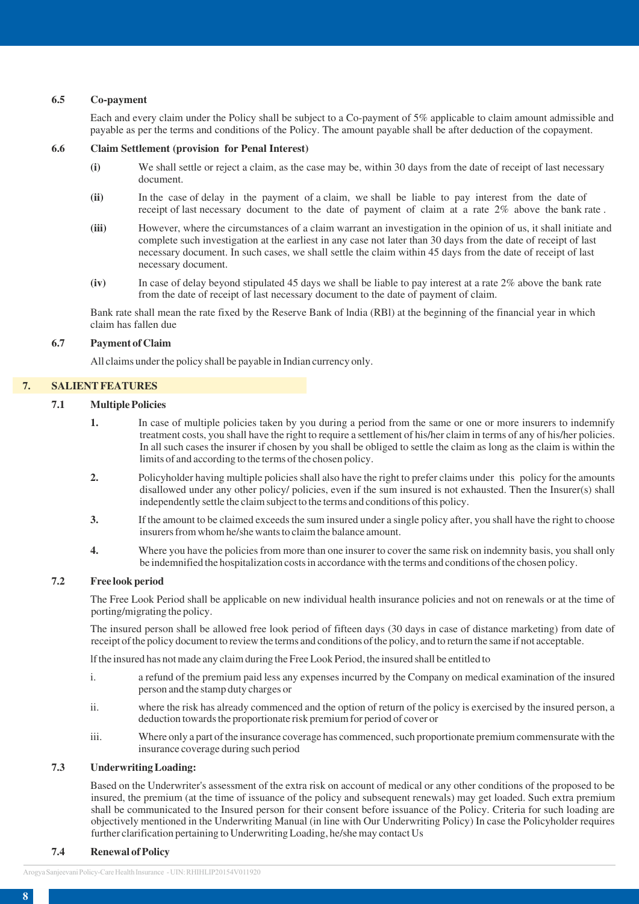### 6.5 Co-payment

Each and every claim under the Policy shall be subject to a Co-payment of 5% applicable to claim amount admissible and payable as per the terms and conditions of the Policy. The amount payable shall be after deduction of the copayment.

### 6.6 Claim Settlement (provision for Penal Interest)

**(i)** We shall settle or reject a claim, as the case may be, within 30 days from the date of receipt of last necessary document.

**(ii)** In the case of delay in the payment of a claim, we shall be liable to pay interest from the date of receipt of last necessary document to the date of payment of claim at a rate 2% above the bank rate .

**(iii)** However, where the circumstances of a claim warrant an investigation in the opinion of us, it shall initiate and complete such investigation at the earliest in any case not later than 30 days from the date of receipt of last necessary document. In such cases, we shall settle the claim within 45 days from the date of receipt of last necessary document.

**(iv)** In case of delay beyond stipulated 45 days we shall be liable to pay interest at a rate 2% above the bank rate from the date of receipt of last necessary document to the date of payment of claim.

Bank rate shall mean the rate fixed by the Reserve Bank of lndia (RBl) at the beginning of the financial year in which claim has fallen due

### 6.7 Payment of Claim

All claims under the policy shall be payable in Indian currency only.

## 7. SALIENT FEATURES

### 7.1 Multiple Policies

**1.** In case of multiple policies taken by you during a period from the same or one or more insurers to indemnify treatment costs, you shall have the right to require a settlement of his/her claim in terms of any of his/her policies. In all such cases the insurer if chosen by you shall be obliged to settle the claim as long as the claim is within the limits of and according to the terms of the chosen policy.

**2.** Policyholder having multiple policies shall also have the right to prefer claims under this policy for the amounts disallowed under any other policy/ policies, even if the sum insured is not exhausted. Then the Insurer(s) shall independently settle the claim subject to the terms and conditions of this policy.

**3.** If the amount to be claimed exceeds the sum insured under a single policy after, you shall have the right to choose insurers from whom he/she wants to claim the balance amount.

**4.** Where you have the policies from more than one insurer to cover the same risk on indemnity basis, you shall only be indemnified the hospitalization costs in accordance with the terms and conditions of the chosen policy.

### 7.2 Free look period

The Free Look Period shall be applicable on new individual health insurance policies and not on renewals or at the time of porting/migrating the policy.

The insured person shall be allowed free look period of fifteen days (30 days in case of distance marketing) from date of receipt of the policy document to review the terms and conditions of the policy, and to return the same if not acceptable.

lf the insured has not made any claim during the Free Look Period, the insured shall be entitled to

i. a refund of the premium paid less any expenses incurred by the Company on medical examination of the insured person and the stamp duty charges or

ii. where the risk has already commenced and the option of return of the policy is exercised by the insured person, a deduction towards the proportionate risk premium for period of cover or

iii. Where only a part of the insurance coverage has commenced, such proportionate premium commensurate with the insurance coverage during such period

### 7.3 Underwriting Loading:

Based on the Underwriter's assessment of the extra risk on account of medical or any other conditions of the proposed to be insured, the premium (at the time of issuance of the policy and subsequent renewals) may get loaded. Such extra premium shall be communicated to the Insured person for their consent before issuance of the Policy. Criteria for such loading are objectively mentioned in the Underwriting Manual (in line with Our Underwriting Policy) In case the Policyholder requires further clarification pertaining to Underwriting Loading, he/she may contact Us

### 7.4 Renewal of Policy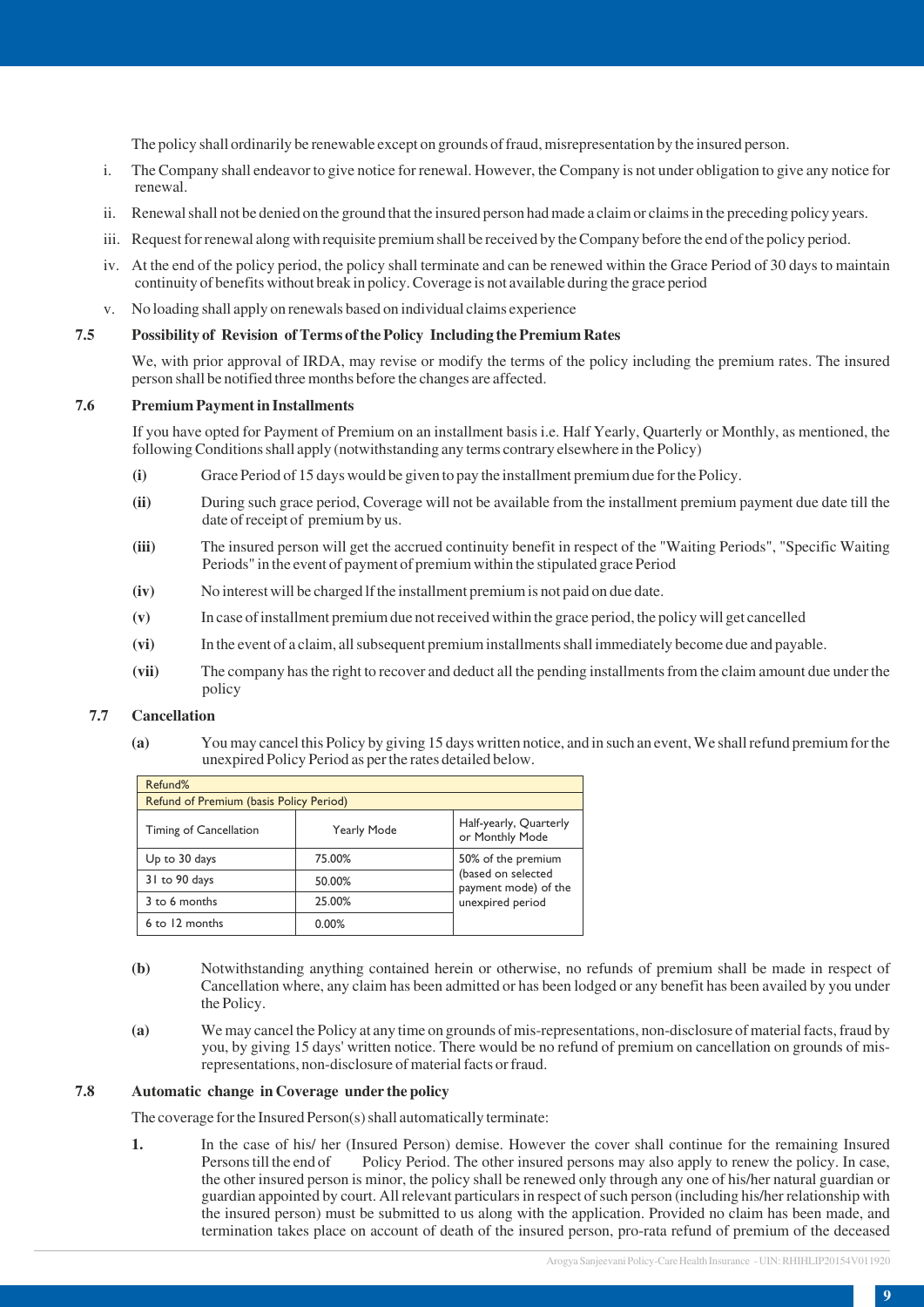The policy shall ordinarily be renewable except on grounds of fraud, misrepresentation by the insured person.

i. The Company shall endeavor to give notice for renewal. However, the Company is not under obligation to give any notice for renewal.

ii. Renewal shall not be denied on the ground that the insured person had made a claim or claims in the preceding policy years.

iii. Request for renewal along with requisite premium shall be received by the Company before the end of the policy period.

iv. At the end of the policy period, the policy shall terminate and can be renewed within the Grace Period of 30 days to maintain continuity of benefits without break in policy. Coverage is not available during the grace period

v. No loading shall apply on renewals based on individual claims experience

### 7.5 Possibility of Revision of Terms of the Policy Including the Premium Rates

We, with prior approval of IRDA, may revise or modify the terms of the policy including the premium rates. The insured person shall be notified three months before the changes are affected.

### 7.6 Premium Payment in Installments

If you have opted for Payment of Premium on an installment basis i.e. Half Yearly, Quarterly or Monthly, as mentioned, the following Conditions shall apply (notwithstanding any terms contrary elsewhere in the Policy)

**(i)** Grace Period of 15 days would be given to pay the installment premium due for the Policy.

**(ii)** During such grace period, Coverage will not be available from the installment premium payment due date till the date of receipt of premium by us.

**(iii)** The insured person will get the accrued continuity benefit in respect of the "Waiting Periods", "Specific Waiting Periods" in the event of payment of premium within the stipulated grace Period

**(iv)** No interest will be charged lf the installment premium is not paid on due date.

**(v)** In case of installment premium due not received within the grace period, the policy will get cancelled

**(vi)** In the event of a claim, all subsequent premium installments shall immediately become due and payable.

**(vii)** The company has the right to recover and deduct all the pending installments from the claim amount due under the policy

### 7.7 Cancellation

**(a)** You may cancel this Policy by giving 15 days written notice, and in such an event, We shall refund premium for the unexpired Policy Period as per the rates detailed below.

| Refund% | | |
|---|---|---|
| Refund of Premium (basis Policy Period) | | |
| Timing of Cancellation | Yearly Mode | Half-yearly, Quarterly or Monthly Mode |
| Up to 30 days | 75.00% | 50% of the premium (based on selected payment mode) of the unexpired period |
| 31 to 90 days | 50.00% | |
| 3 to 6 months | 25.00% | |
| 6 to 12 months | 0.00% | |

**(b)** Notwithstanding anything contained herein or otherwise, no refunds of premium shall be made in respect of Cancellation where, any claim has been admitted or has been lodged or any benefit has been availed by you under the Policy.

**(a)** We may cancel the Policy at any time on grounds of mis-representations, non-disclosure of material facts, fraud by you, by giving 15 days' written notice. There would be no refund of premium on cancellation on grounds of mis-representations, non-disclosure of material facts or fraud.

### 7.8 Automatic change in Coverage under the policy

The coverage for the Insured Person(s) shall automatically terminate:

**1.** In the case of his/ her (Insured Person) demise. However the cover shall continue for the remaining Insured Persons till the end of Policy Period. The other insured persons may also apply to renew the policy. In case, the other insured person is minor, the policy shall be renewed only through any one of his/her natural guardian or guardian appointed by court. All relevant particulars in respect of such person (including his/her relationship with the insured person) must be submitted to us along with the application. Provided no claim has been made, and termination takes place on account of death of the insured person, pro-rata refund of premium of the deceased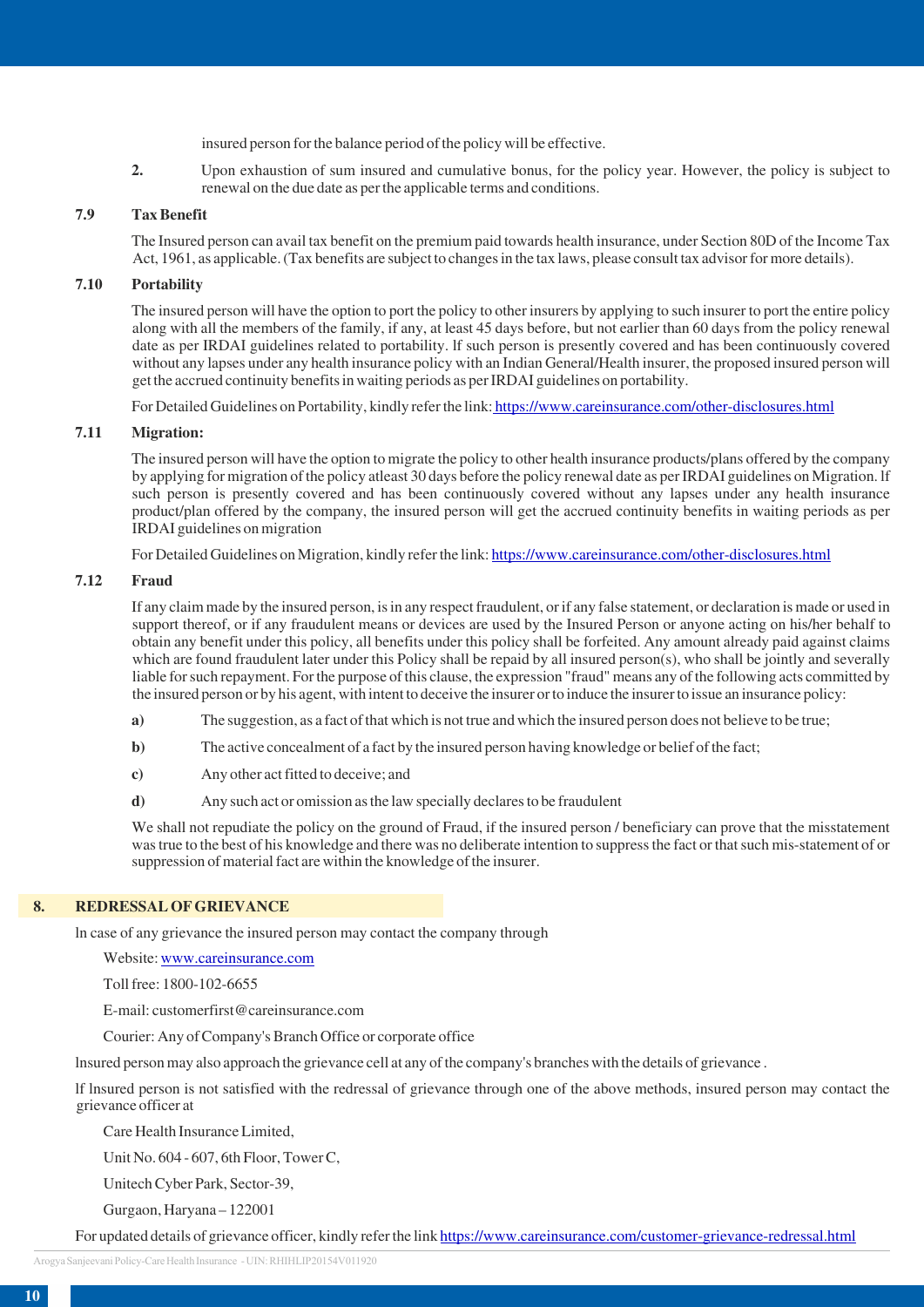insured person for the balance period of the policy will be effective.

2. Upon exhaustion of sum insured and cumulative bonus, for the policy year. However, the policy is subject to renewal on the due date as per the applicable terms and conditions.

### 7.9 Tax Benefit

The Insured person can avail tax benefit on the premium paid towards health insurance, under Section 80D of the Income Tax Act, 1961, as applicable. (Tax benefits are subject to changes in the tax laws, please consult tax advisor for more details).

### 7.10 Portability

The insured person will have the option to port the policy to other insurers by applying to such insurer to port the entire policy along with all the members of the family, if any, at least 45 days before, but not earlier than 60 days from the policy renewal date as per IRDAI guidelines related to portability. If such person is presently covered and has been continuously covered without any lapses under any health insurance policy with an Indian General/Health insurer, the proposed insured person will get the accrued continuity benefits in waiting periods as per IRDAI guidelines on portability.

For Detailed Guidelines on Portability, kindly refer the link: https://www.careinsurance.com/other-disclosures.html

### 7.11 Migration:

The insured person will have the option to migrate the policy to other health insurance products/plans offered by the company by applying for migration of the policy atleast 30 days before the policy renewal date as per IRDAI guidelines on Migration. If such person is presently covered and has been continuously covered without any lapses under any health insurance product/plan offered by the company, the insured person will get the accrued continuity benefits in waiting periods as per IRDAI guidelines on migration

For Detailed Guidelines on Migration, kindly refer the link: https://www.careinsurance.com/other-disclosures.html

### 7.12 Fraud

If any claim made by the insured person, is in any respect fraudulent, or if any false statement, or declaration is made or used in support thereof, or if any fraudulent means or devices are used by the Insured Person or anyone acting on his/her behalf to obtain any benefit under this policy, all benefits under this policy shall be forfeited. Any amount already paid against claims which are found fraudulent later under this Policy shall be repaid by all insured person(s), who shall be jointly and severally liable for such repayment. For the purpose of this clause, the expression "fraud" means any of the following acts committed by the insured person or by his agent, with intent to deceive the insurer or to induce the insurer to issue an insurance policy:

**a)** The suggestion, as a fact of that which is not true and which the insured person does not believe to be true;

**b)** The active concealment of a fact by the insured person having knowledge or belief of the fact;

**c)** Any other act fitted to deceive; and

**d)** Any such act or omission as the law specially declares to be fraudulent

We shall not repudiate the policy on the ground of Fraud, if the insured person / beneficiary can prove that the misstatement was true to the best of his knowledge and there was no deliberate intention to suppress the fact or that such mis-statement of or suppression of material fact are within the knowledge of the insurer.

## 8. REDRESSAL OF GRIEVANCE

In case of any grievance the insured person may contact the company through

Website: www.careinsurance.com

Toll free: 1800-102-6655

E-mail: customerfirst@careinsurance.com

Courier: Any of Company's Branch Office or corporate office

Insured person may also approach the grievance cell at any of the company's branches with the details of grievance .

If Insured person is not satisfied with the redressal of grievance through one of the above methods, insured person may contact the grievance officer at

Care Health Insurance Limited,

Unit No. 604 - 607, 6th Floor, Tower C,

Unitech Cyber Park, Sector-39,

Gurgaon, Haryana – 122001

For updated details of grievance officer, kindly refer the link https://www.careinsurance.com/customer-grievance-redressal.html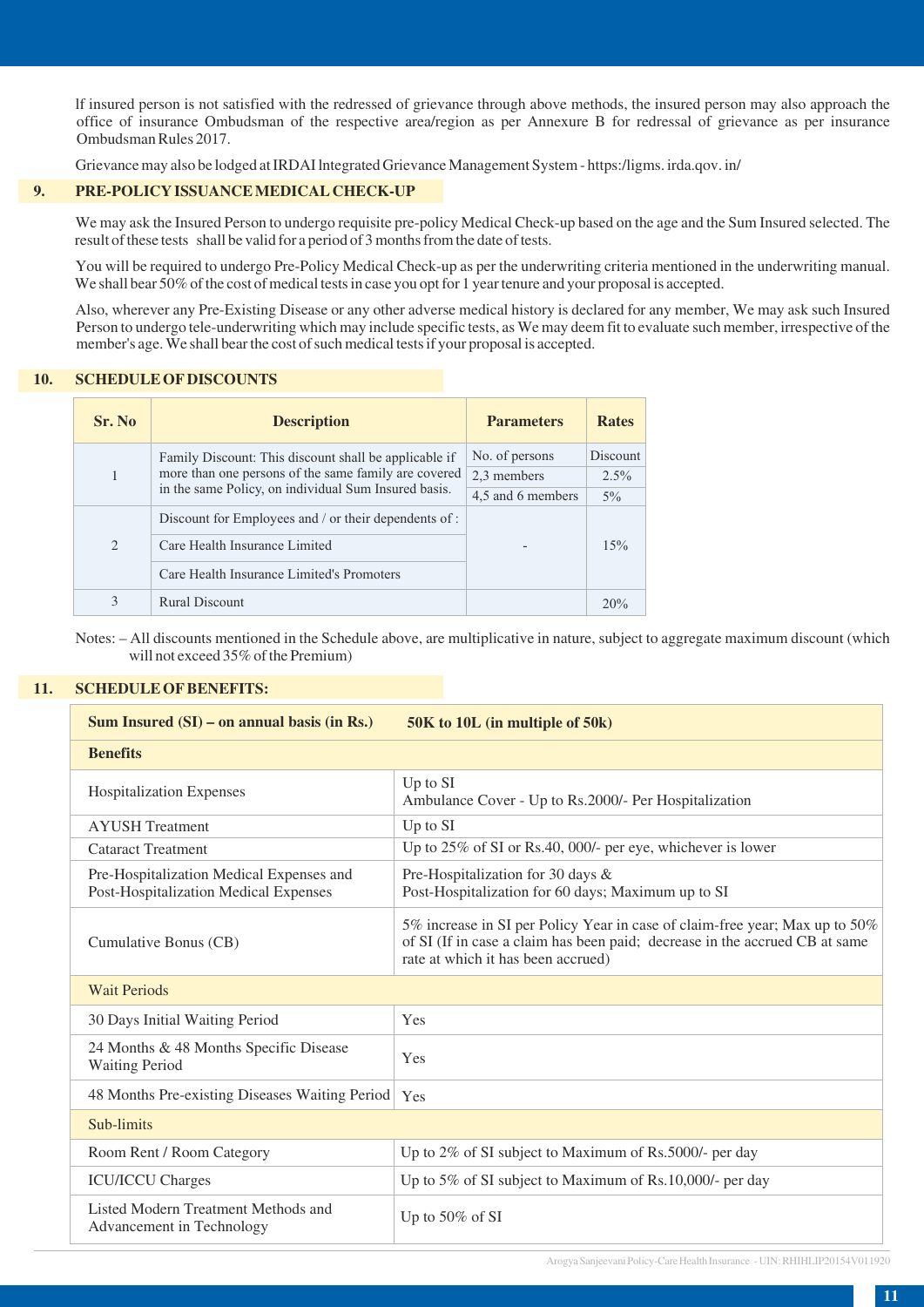If insured person is not satisfied with the redressed of grievance through above methods, the insured person may also approach the office of insurance Ombudsman of the respective area/region as per Annexure B for redressal of grievance as per insurance Ombudsman Rules 2017.

Grievance may also be lodged at IRDAI Integrated Grievance Management System - https:/igms. irda.qov. in/

## 9. PRE-POLICY ISSUANCE MEDICAL CHECK-UP

We may ask the Insured Person to undergo requisite pre-policy Medical Check-up based on the age and the Sum Insured selected. The result of these tests shall be valid for a period of 3 months from the date of tests.

You will be required to undergo Pre-Policy Medical Check-up as per the underwriting criteria mentioned in the underwriting manual. We shall bear 50% of the cost of medical tests in case you opt for 1 year tenure and your proposal is accepted.

Also, wherever any Pre-Existing Disease or any other adverse medical history is declared for any member, We may ask such Insured Person to undergo tele-underwriting which may include specific tests, as We may deem fit to evaluate such member, irrespective of the member's age. We shall bear the cost of such medical tests if your proposal is accepted.

## 10. SCHEDULE OF DISCOUNTS

| Sr. No | Description | Parameters | Rates |
|---|---|---|---|
| 1 | Family Discount: This discount shall be applicable if more than one persons of the same family are covered in the same Policy, on individual Sum Insured basis. | No. of persons | Discount |
| | | 2,3 members | 2.5% |
| | | 4,5 and 6 members | 5% |
| 2 | Discount for Employees and / or their dependents of : | - | 15% |
| | Care Health Insurance Limited | | |
| | Care Health Insurance Limited's Promoters | | |
| 3 | Rural Discount | | 20% |

Notes: – All discounts mentioned in the Schedule above, are multiplicative in nature, subject to aggregate maximum discount (which will not exceed 35% of the Premium)

## 11. SCHEDULE OF BENEFITS:

| **Sum Insured (SI) – on annual basis (in Rs.)** | **50K to 10L (in multiple of 50k)** |
|---|---|
| **Benefits** | |
| Hospitalization Expenses | Up to SI<br>Ambulance Cover - Up to Rs.2000/- Per Hospitalization |
| AYUSH Treatment | Up to SI |
| Cataract Treatment | Up to 25% of SI or Rs.40, 000/- per eye, whichever is lower |
| Pre-Hospitalization Medical Expenses and Post-Hospitalization Medical Expenses | Pre-Hospitalization for 30 days &<br>Post-Hospitalization for 60 days; Maximum up to SI |
| Cumulative Bonus (CB) | 5% increase in SI per Policy Year in case of claim-free year; Max up to 50% of SI (If in case a claim has been paid; decrease in the accrued CB at same rate at which it has been accrued) |
| Wait Periods | |
| 30 Days Initial Waiting Period | Yes |
| 24 Months & 48 Months Specific Disease Waiting Period | Yes |
| 48 Months Pre-existing Diseases Waiting Period | Yes |
| Sub-limits | |
| Room Rent / Room Category | Up to 2% of SI subject to Maximum of Rs.5000/- per day |
| ICU/ICCU Charges | Up to 5% of SI subject to Maximum of Rs.10,000/- per day |
| Listed Modern Treatment Methods and Advancement in Technology | Up to 50% of SI |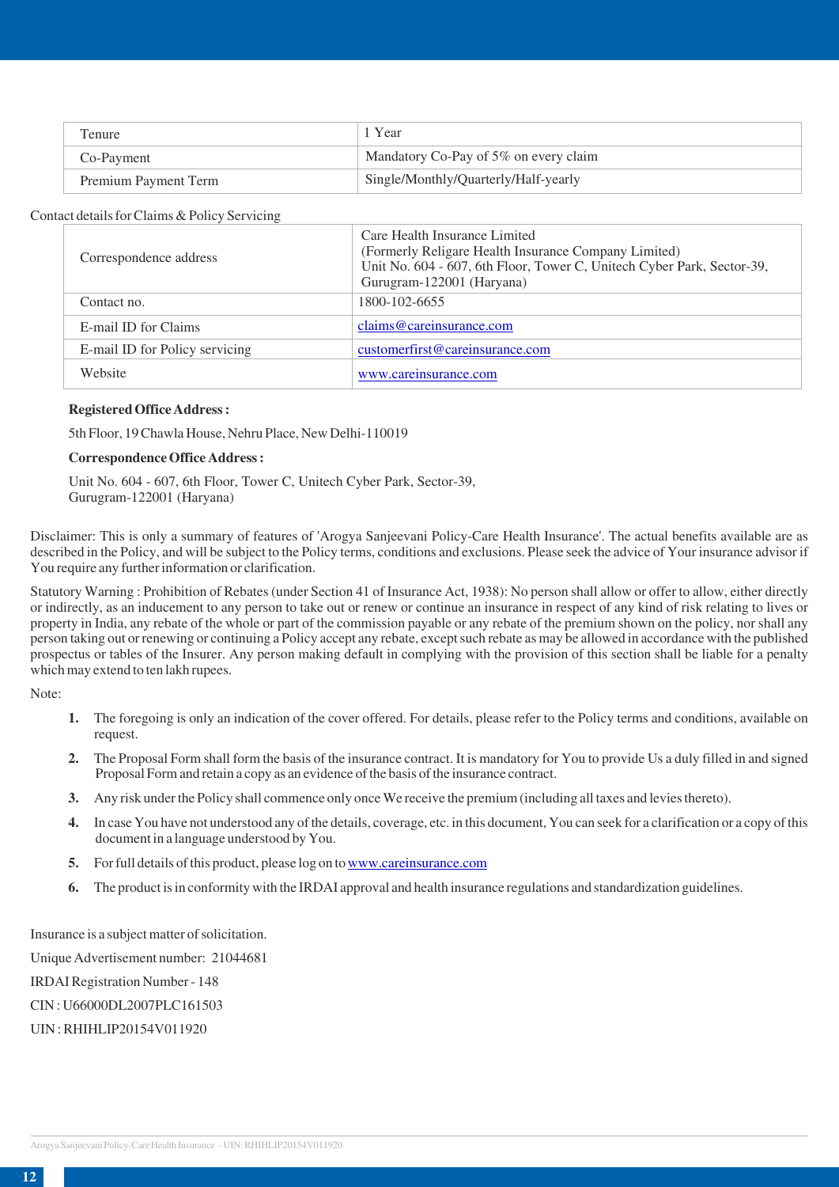| Tenure | 1 Year |
|---|---|
| Co-Payment | Mandatory Co-Pay of 5% on every claim |
| Premium Payment Term | Single/Monthly/Quarterly/Half-yearly |

Contact details for Claims & Policy Servicing

| Correspondence address | Care Health Insurance Limited<br>(Formerly Religare Health Insurance Company Limited)<br>Unit No. 604 - 607, 6th Floor, Tower C, Unitech Cyber Park, Sector-39, Gurugram-122001 (Haryana) |
|---|---|
| Contact no. | 1800-102-6655 |
| E-mail ID for Claims | claims@careinsurance.com |
| E-mail ID for Policy servicing | customerfirst@careinsurance.com |
| Website | www.careinsurance.com |

**Registered Office Address :**

5th Floor, 19 Chawla House, Nehru Place, New Delhi-110019

**Correspondence Office Address :**

Unit No. 604 - 607, 6th Floor, Tower C, Unitech Cyber Park, Sector-39,
Gurugram-122001 (Haryana)

Disclaimer: This is only a summary of features of 'Arogya Sanjeevani Policy-Care Health Insurance'. The actual benefits available are as described in the Policy, and will be subject to the Policy terms, conditions and exclusions. Please seek the advice of Your insurance advisor if You require any further information or clarification.

Statutory Warning : Prohibition of Rebates (under Section 41 of Insurance Act, 1938): No person shall allow or offer to allow, either directly or indirectly, as an inducement to any person to take out or renew or continue an insurance in respect of any kind of risk relating to lives or property in India, any rebate of the whole or part of the commission payable or any rebate of the premium shown on the policy, nor shall any person taking out or renewing or continuing a Policy accept any rebate, except such rebate as may be allowed in accordance with the published prospectus or tables of the Insurer. Any person making default in complying with the provision of this section shall be liable for a penalty which may extend to ten lakh rupees.

Note:

1. The foregoing is only an indication of the cover offered. For details, please refer to the Policy terms and conditions, available on request.
2. The Proposal Form shall form the basis of the insurance contract. It is mandatory for You to provide Us a duly filled in and signed Proposal Form and retain a copy as an evidence of the basis of the insurance contract.
3. Any risk under the Policy shall commence only once We receive the premium (including all taxes and levies thereto).
4. In case You have not understood any of the details, coverage, etc. in this document, You can seek for a clarification or a copy of this document in a language understood by You.
5. For full details of this product, please log on to www.careinsurance.com
6. The product is in conformity with the IRDAI approval and health insurance regulations and standardization guidelines.

Insurance is a subject matter of solicitation.

Unique Advertisement number: 21044681

IRDAI Registration Number - 148

CIN : U66000DL2007PLC161503

UIN : RHIHLIP20154V011920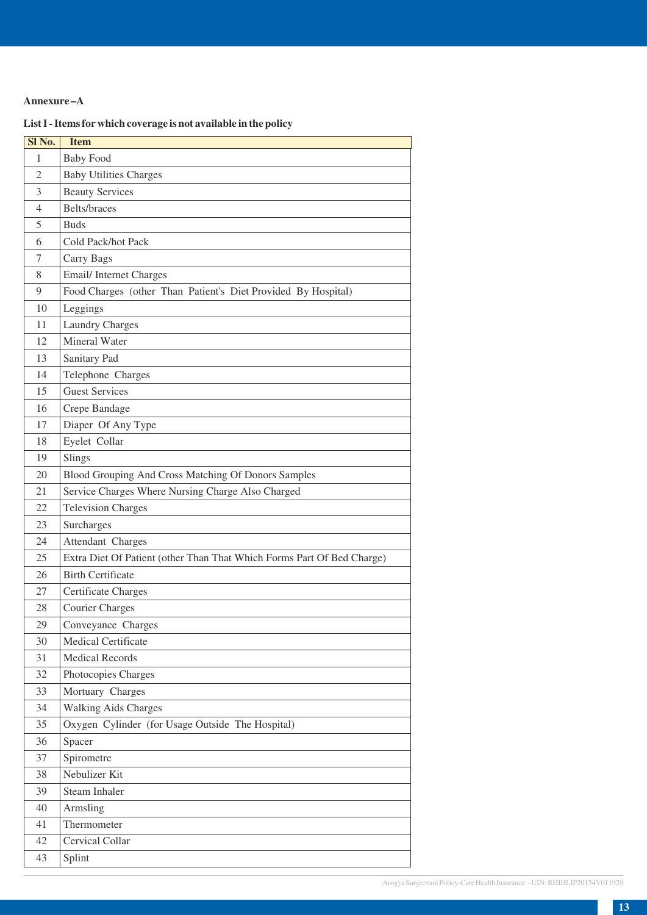**Annexure –A**

**List I - Items for which coverage is not available in the policy**

| Sl No. | Item |
|---|---|
| 1 | Baby Food |
| 2 | Baby Utilities Charges |
| 3 | Beauty Services |
| 4 | Belts/braces |
| 5 | Buds |
| 6 | Cold Pack/hot Pack |
| 7 | Carry Bags |
| 8 | Email/ Internet Charges |
| 9 | Food Charges (other Than Patient's Diet Provided By Hospital) |
| 10 | Leggings |
| 11 | Laundry Charges |
| 12 | Mineral Water |
| 13 | Sanitary Pad |
| 14 | Telephone Charges |
| 15 | Guest Services |
| 16 | Crepe Bandage |
| 17 | Diaper Of Any Type |
| 18 | Eyelet Collar |
| 19 | Slings |
| 20 | Blood Grouping And Cross Matching Of Donors Samples |
| 21 | Service Charges Where Nursing Charge Also Charged |
| 22 | Television Charges |
| 23 | Surcharges |
| 24 | Attendant Charges |
| 25 | Extra Diet Of Patient (other Than That Which Forms Part Of Bed Charge) |
| 26 | Birth Certificate |
| 27 | Certificate Charges |
| 28 | Courier Charges |
| 29 | Conveyance Charges |
| 30 | Medical Certificate |
| 31 | Medical Records |
| 32 | Photocopies Charges |
| 33 | Mortuary Charges |
| 34 | Walking Aids Charges |
| 35 | Oxygen Cylinder (for Usage Outside The Hospital) |
| 36 | Spacer |
| 37 | Spirometre |
| 38 | Nebulizer Kit |
| 39 | Steam Inhaler |
| 40 | Armsling |
| 41 | Thermometer |
| 42 | Cervical Collar |
| 43 | Splint |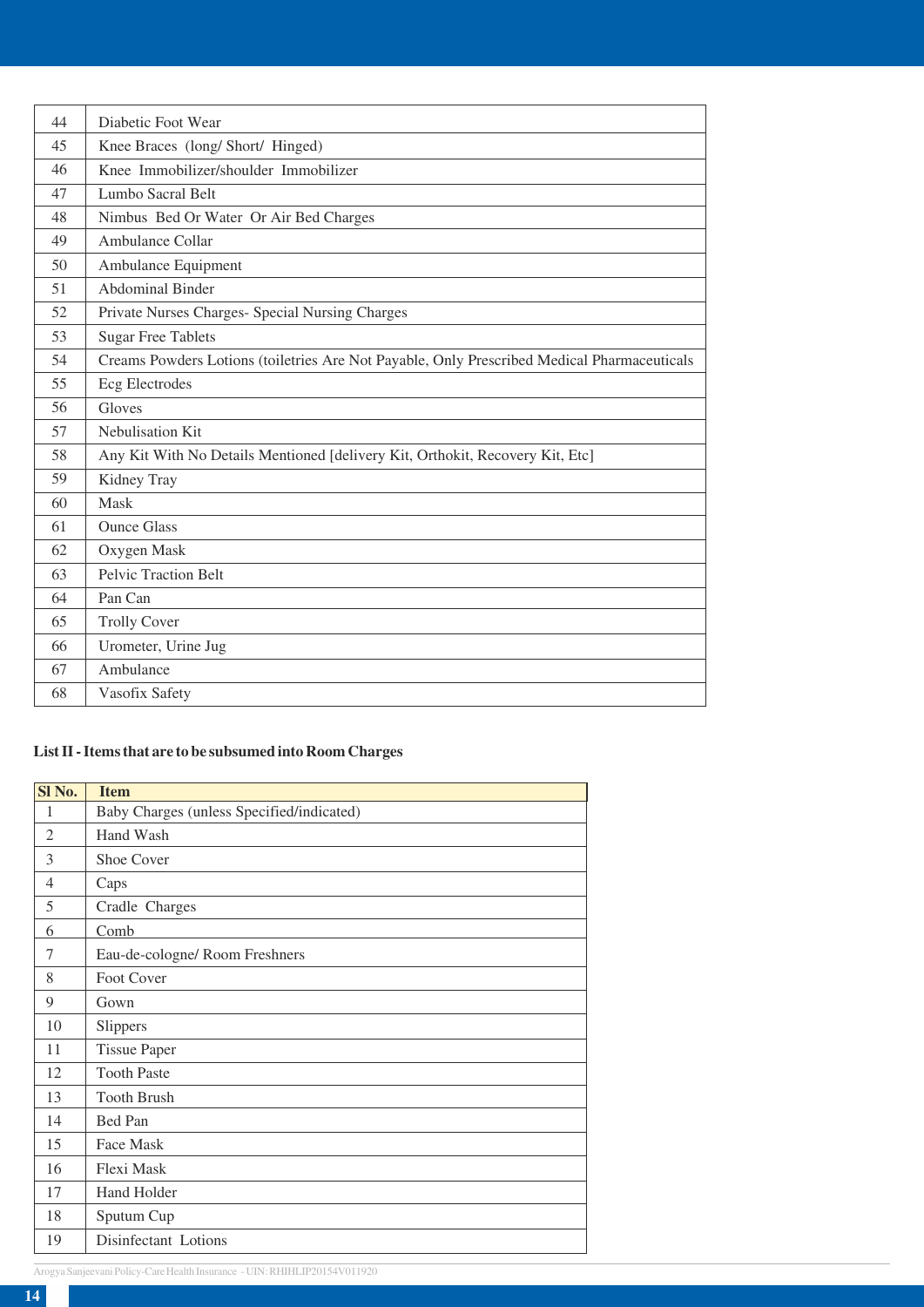| | |
|---|---|
| 44 | Diabetic Foot Wear |
| 45 | Knee Braces (long/ Short/ Hinged) |
| 46 | Knee Immobilizer/shoulder Immobilizer |
| 47 | Lumbo Sacral Belt |
| 48 | Nimbus Bed Or Water Or Air Bed Charges |
| 49 | Ambulance Collar |
| 50 | Ambulance Equipment |
| 51 | Abdominal Binder |
| 52 | Private Nurses Charges- Special Nursing Charges |
| 53 | Sugar Free Tablets |
| 54 | Creams Powders Lotions (toiletries Are Not Payable, Only Prescribed Medical Pharmaceuticals |
| 55 | Ecg Electrodes |
| 56 | Gloves |
| 57 | Nebulisation Kit |
| 58 | Any Kit With No Details Mentioned [delivery Kit, Orthokit, Recovery Kit, Etc] |
| 59 | Kidney Tray |
| 60 | Mask |
| 61 | Ounce Glass |
| 62 | Oxygen Mask |
| 63 | Pelvic Traction Belt |
| 64 | Pan Can |
| 65 | Trolly Cover |
| 66 | Urometer, Urine Jug |
| 67 | Ambulance |
| 68 | Vasofix Safety |

**List II - Items that are to be subsumed into Room Charges**

| Sl No. | Item |
|---|---|
| 1 | Baby Charges (unless Specified/indicated) |
| 2 | Hand Wash |
| 3 | Shoe Cover |
| 4 | Caps |
| 5 | Cradle Charges |
| 6 | Comb |
| 7 | Eau-de-cologne/ Room Freshners |
| 8 | Foot Cover |
| 9 | Gown |
| 10 | Slippers |
| 11 | Tissue Paper |
| 12 | Tooth Paste |
| 13 | Tooth Brush |
| 14 | Bed Pan |
| 15 | Face Mask |
| 16 | Flexi Mask |
| 17 | Hand Holder |
| 18 | Sputum Cup |
| 19 | Disinfectant Lotions |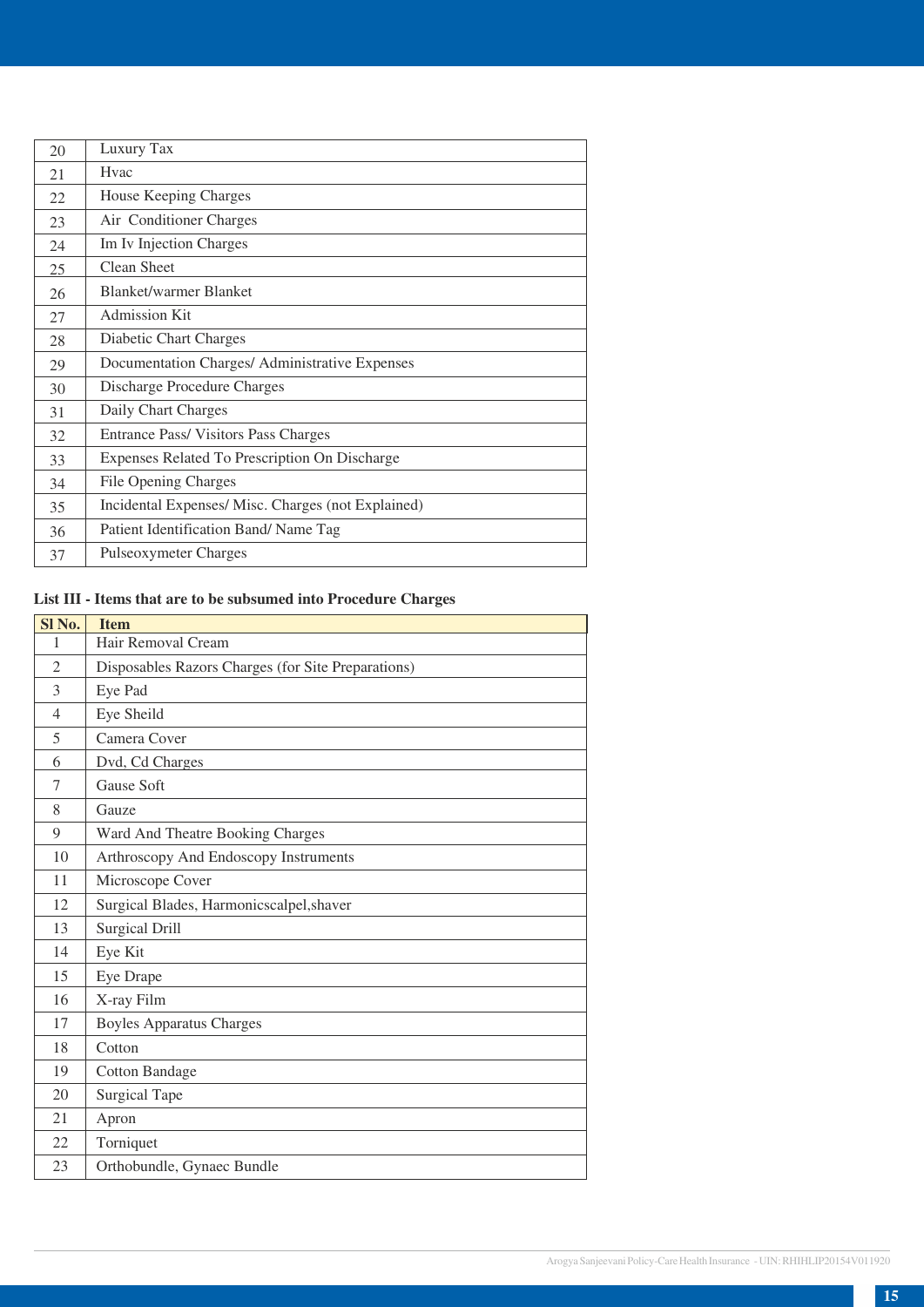| | |
|---|---|
| 20 | Luxury Tax |
| 21 | Hvac |
| 22 | House Keeping Charges |
| 23 | Air Conditioner Charges |
| 24 | Im Iv Injection Charges |
| 25 | Clean Sheet |
| 26 | Blanket/warmer Blanket |
| 27 | Admission Kit |
| 28 | Diabetic Chart Charges |
| 29 | Documentation Charges/ Administrative Expenses |
| 30 | Discharge Procedure Charges |
| 31 | Daily Chart Charges |
| 32 | Entrance Pass/ Visitors Pass Charges |
| 33 | Expenses Related To Prescription On Discharge |
| 34 | File Opening Charges |
| 35 | Incidental Expenses/ Misc. Charges (not Explained) |
| 36 | Patient Identification Band/ Name Tag |
| 37 | Pulseoxymeter Charges |

**List III - Items that are to be subsumed into Procedure Charges**

| Sl No. | Item |
|---|---|
| 1 | Hair Removal Cream |
| 2 | Disposables Razors Charges (for Site Preparations) |
| 3 | Eye Pad |
| 4 | Eye Sheild |
| 5 | Camera Cover |
| 6 | Dvd, Cd Charges |
| 7 | Gause Soft |
| 8 | Gauze |
| 9 | Ward And Theatre Booking Charges |
| 10 | Arthroscopy And Endoscopy Instruments |
| 11 | Microscope Cover |
| 12 | Surgical Blades, Harmonicscalpel,shaver |
| 13 | Surgical Drill |
| 14 | Eye Kit |
| 15 | Eye Drape |
| 16 | X-ray Film |
| 17 | Boyles Apparatus Charges |
| 18 | Cotton |
| 19 | Cotton Bandage |
| 20 | Surgical Tape |
| 21 | Apron |
| 22 | Torniquet |
| 23 | Orthobundle, Gynaec Bundle |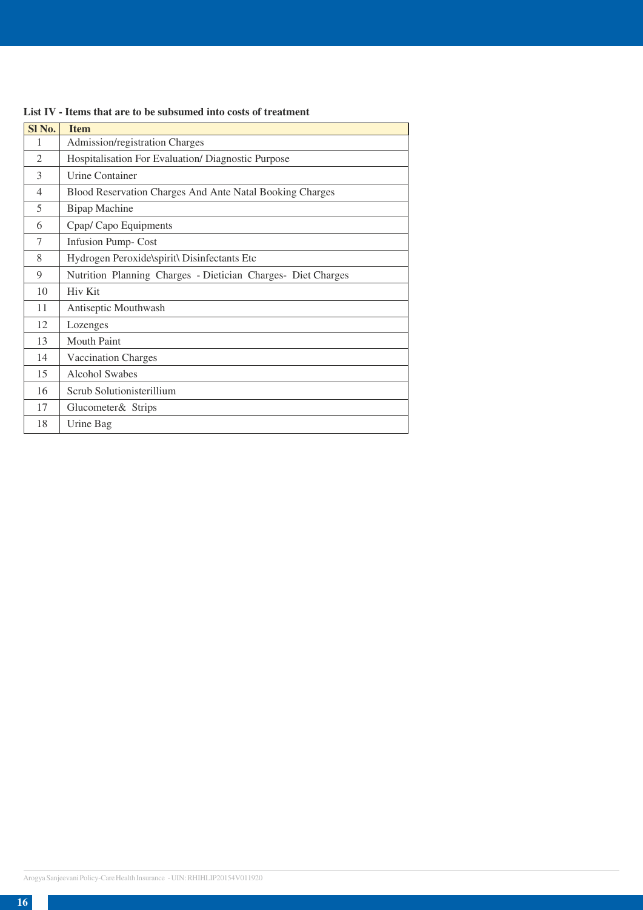**List IV - Items that are to be subsumed into costs of treatment**

| Sl No. | Item |
|---|---|
| 1 | Admission/registration Charges |
| 2 | Hospitalisation For Evaluation/ Diagnostic Purpose |
| 3 | Urine Container |
| 4 | Blood Reservation Charges And Ante Natal Booking Charges |
| 5 | Bipap Machine |
| 6 | Cpap/ Capo Equipments |
| 7 | Infusion Pump- Cost |
| 8 | Hydrogen Peroxide\spirit\ Disinfectants Etc |
| 9 | Nutrition Planning Charges - Dietician Charges- Diet Charges |
| 10 | Hiv Kit |
| 11 | Antiseptic Mouthwash |
| 12 | Lozenges |
| 13 | Mouth Paint |
| 14 | Vaccination Charges |
| 15 | Alcohol Swabes |
| 16 | Scrub Solutionisterillium |
| 17 | Glucometer& Strips |
| 18 | Urine Bag |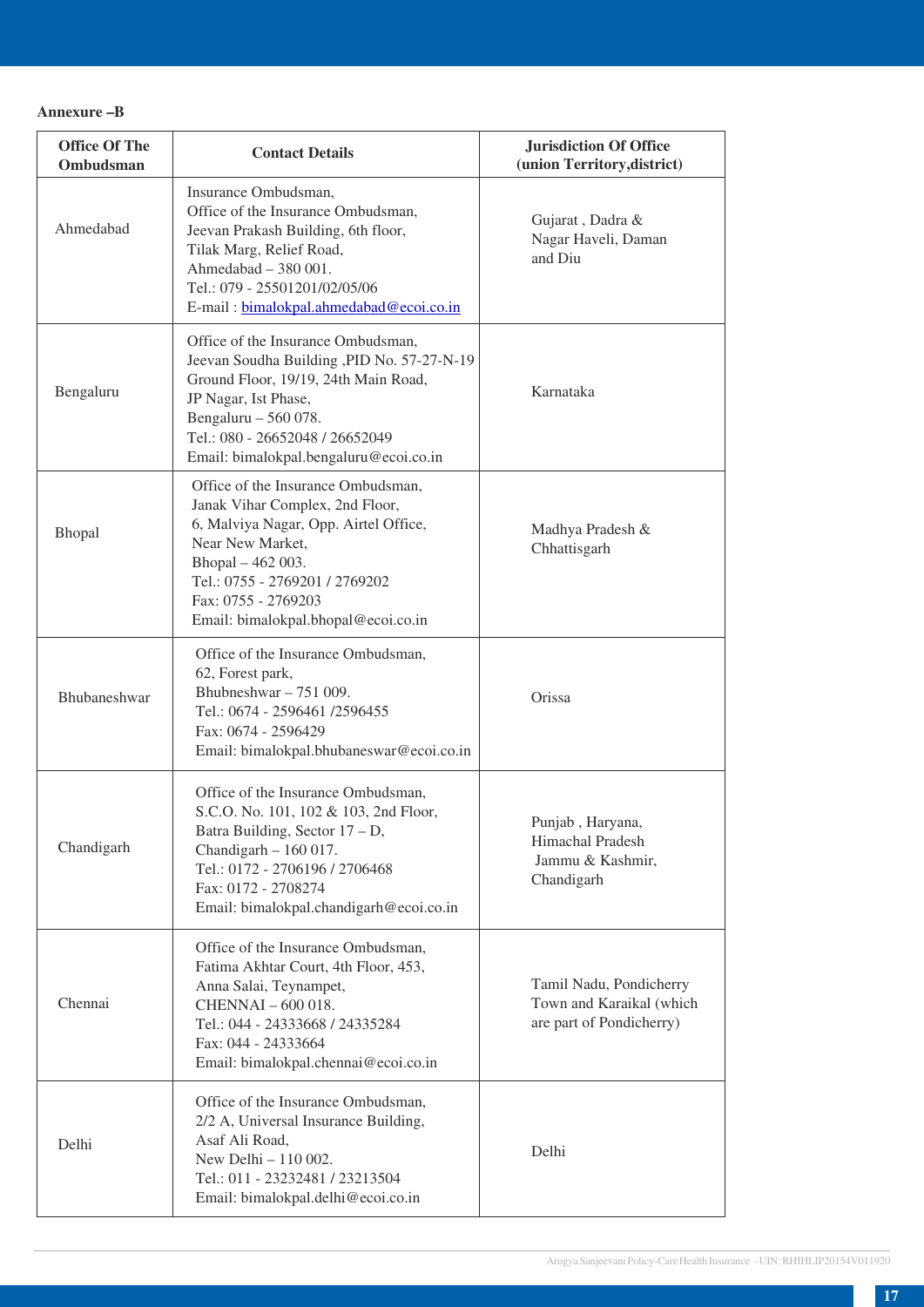**Annexure –B**

| Office Of The Ombudsman | Contact Details | Jurisdiction Of Office (union Territory,district) |
|---|---|---|
| Ahmedabad | Insurance Ombudsman,<br>Office of the Insurance Ombudsman,<br>Jeevan Prakash Building, 6th floor,<br>Tilak Marg, Relief Road,<br>Ahmedabad – 380 001.<br>Tel.: 079 - 25501201/02/05/06<br>E-mail : bimalokpal.ahmedabad@ecoi.co.in | Gujarat , Dadra & Nagar Haveli, Daman and Diu |
| Bengaluru | Office of the Insurance Ombudsman,<br>Jeevan Soudha Building ,PID No. 57-27-N-19<br>Ground Floor, 19/19, 24th Main Road,<br>JP Nagar, Ist Phase,<br>Bengaluru – 560 078.<br>Tel.: 080 - 26652048 / 26652049<br>Email: bimalokpal.bengaluru@ecoi.co.in | Karnataka |
| Bhopal | Office of the Insurance Ombudsman,<br>Janak Vihar Complex, 2nd Floor,<br>6, Malviya Nagar, Opp. Airtel Office,<br>Near New Market,<br>Bhopal – 462 003.<br>Tel.: 0755 - 2769201 / 2769202<br>Fax: 0755 - 2769203<br>Email: bimalokpal.bhopal@ecoi.co.in | Madhya Pradesh & Chhattisgarh |
| Bhubaneshwar | Office of the Insurance Ombudsman,<br>62, Forest park,<br>Bhubneshwar – 751 009.<br>Tel.: 0674 - 2596461 /2596455<br>Fax: 0674 - 2596429<br>Email: bimalokpal.bhubaneswar@ecoi.co.in | Orissa |
| Chandigarh | Office of the Insurance Ombudsman,<br>S.C.O. No. 101, 102 & 103, 2nd Floor,<br>Batra Building, Sector 17 – D,<br>Chandigarh – 160 017.<br>Tel.: 0172 - 2706196 / 2706468<br>Fax: 0172 - 2708274<br>Email: bimalokpal.chandigarh@ecoi.co.in | Punjab , Haryana, Himachal Pradesh Jammu & Kashmir, Chandigarh |
| Chennai | Office of the Insurance Ombudsman,<br>Fatima Akhtar Court, 4th Floor, 453,<br>Anna Salai, Teynampet,<br>CHENNAI – 600 018.<br>Tel.: 044 - 24333668 / 24335284<br>Fax: 044 - 24333664<br>Email: bimalokpal.chennai@ecoi.co.in | Tamil Nadu, Pondicherry Town and Karaikal (which are part of Pondicherry) |
| Delhi | Office of the Insurance Ombudsman,<br>2/2 A, Universal Insurance Building,<br>Asaf Ali Road,<br>New Delhi – 110 002.<br>Tel.: 011 - 23232481 / 23213504<br>Email: bimalokpal.delhi@ecoi.co.in | Delhi |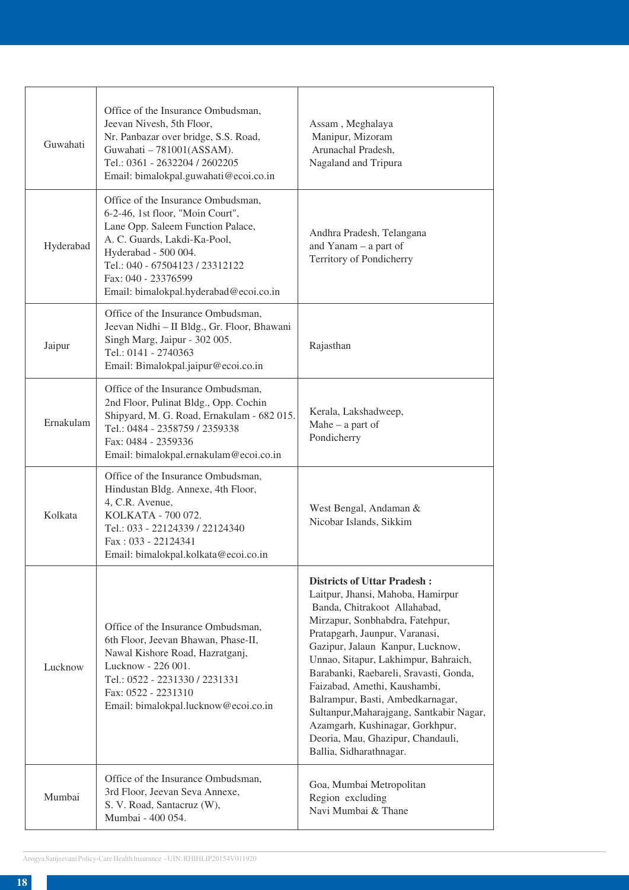| | | |
|---|---|---|
| Guwahati | Office of the Insurance Ombudsman, Jeevan Nivesh, 5th Floor, Nr. Panbazar over bridge, S.S. Road, Guwahati – 781001(ASSAM). Tel.: 0361 - 2632204 / 2602205 Email: bimalokpal.guwahati@ecoi.co.in | Assam , Meghalaya Manipur, Mizoram Arunachal Pradesh, Nagaland and Tripura |
| Hyderabad | Office of the Insurance Ombudsman, 6-2-46, 1st floor, "Moin Court", Lane Opp. Saleem Function Palace, A. C. Guards, Lakdi-Ka-Pool, Hyderabad - 500 004. Tel.: 040 - 67504123 / 23312122 Fax: 040 - 23376599 Email: bimalokpal.hyderabad@ecoi.co.in | Andhra Pradesh, Telangana and Yanam – a part of Territory of Pondicherry |
| Jaipur | Office of the Insurance Ombudsman, Jeevan Nidhi – II Bldg., Gr. Floor, Bhawani Singh Marg, Jaipur - 302 005. Tel.: 0141 - 2740363 Email: Bimalokpal.jaipur@ecoi.co.in | Rajasthan |
| Ernakulam | Office of the Insurance Ombudsman, 2nd Floor, Pulinat Bldg., Opp. Cochin Shipyard, M. G. Road, Ernakulam - 682 015. Tel.: 0484 - 2358759 / 2359338 Fax: 0484 - 2359336 Email: bimalokpal.ernakulam@ecoi.co.in | Kerala, Lakshadweep, Mahe – a part of Pondicherry |
| Kolkata | Office of the Insurance Ombudsman, Hindustan Bldg. Annexe, 4th Floor, 4, C.R. Avenue, KOLKATA - 700 072. Tel.: 033 - 22124339 / 22124340 Fax : 033 - 22124341 Email: bimalokpal.kolkata@ecoi.co.in | West Bengal, Andaman & Nicobar Islands, Sikkim |
| Lucknow | Office of the Insurance Ombudsman, 6th Floor, Jeevan Bhawan, Phase-II, Nawal Kishore Road, Hazratganj, Lucknow - 226 001. Tel.: 0522 - 2231330 / 2231331 Fax: 0522 - 2231310 Email: bimalokpal.lucknow@ecoi.co.in | **Districts of Uttar Pradesh :** Laitpur, Jhansi, Mahoba, Hamirpur Banda, Chitrakoot Allahabad, Mirzapur, Sonbhabdra, Fatehpur, Pratapgarh, Jaunpur, Varanasi, Gazipur, Jalaun Kanpur, Lucknow, Unnao, Sitapur, Lakhimpur, Bahraich, Barabanki, Raebareli, Sravasti, Gonda, Faizabad, Amethi, Kaushambi, Balrampur, Basti, Ambedkarnagar, Sultanpur,Maharajgang, Santkabir Nagar, Azamgarh, Kushinagar, Gorkhpur, Deoria, Mau, Ghazipur, Chandauli, Ballia, Sidharathnagar. |
| Mumbai | Office of the Insurance Ombudsman, 3rd Floor, Jeevan Seva Annexe, S. V. Road, Santacruz (W), Mumbai - 400 054. | Goa, Mumbai Metropolitan Region excluding Navi Mumbai & Thane |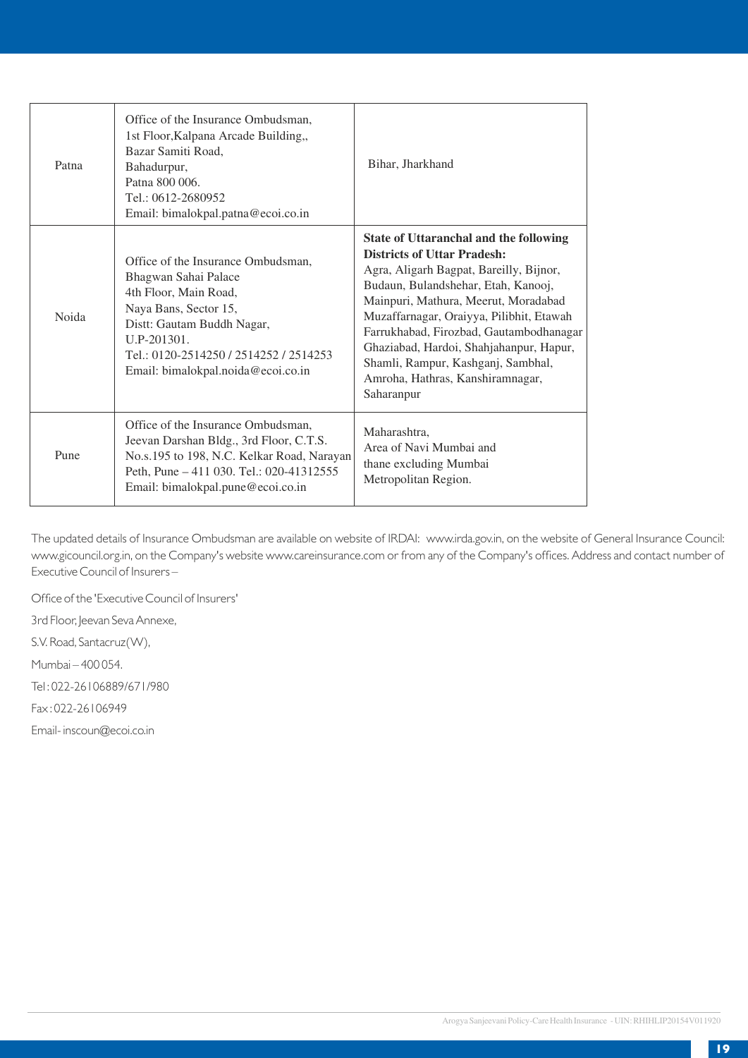| | | |
|---|---|---|
| Patna | Office of the Insurance Ombudsman, 1st Floor,Kalpana Arcade Building,, Bazar Samiti Road, Bahadurpur, Patna 800 006. Tel.: 0612-2680952 Email: bimalokpal.patna@ecoi.co.in | Bihar, Jharkhand |
| Noida | Office of the Insurance Ombudsman, Bhagwan Sahai Palace 4th Floor, Main Road, Naya Bans, Sector 15, Distt: Gautam Buddh Nagar, U.P-201301. Tel.: 0120-2514250 / 2514252 / 2514253 Email: bimalokpal.noida@ecoi.co.in | **State of Uttaranchal and the following Districts of Uttar Pradesh:** Agra, Aligarh Bagpat, Bareilly, Bijnor, Budaun, Bulandshehar, Etah, Kanooj, Mainpuri, Mathura, Meerut, Moradabad Muzaffarnagar, Oraiyya, Pilibhit, Etawah Farrukhabad, Firozbad, Gautambodhanagar Ghaziabad, Hardoi, Shahjahanpur, Hapur, Shamli, Rampur, Kashganj, Sambhal, Amroha, Hathras, Kanshiramnagar, Saharanpur |
| Pune | Office of the Insurance Ombudsman, Jeevan Darshan Bldg., 3rd Floor, C.T.S. No.s.195 to 198, N.C. Kelkar Road, Narayan Peth, Pune – 411 030. Tel.: 020-41312555 Email: bimalokpal.pune@ecoi.co.in | Maharashtra, Area of Navi Mumbai and thane excluding Mumbai Metropolitan Region. |

The updated details of Insurance Ombudsman are available on website of IRDAI: www.irda.gov.in, on the website of General Insurance Council: www.gicouncil.org.in, on the Company's website www.careinsurance.com or from any of the Company's offices. Address and contact number of Executive Council of Insurers –

Office of the 'Executive Council of Insurers'

3rd Floor, Jeevan Seva Annexe,

S.V. Road, Santacruz(W),

Mumbai – 400 054.

Tel : 022-26106889/671/980

Fax : 022-26106949

Email- inscoun@ecoi.co.in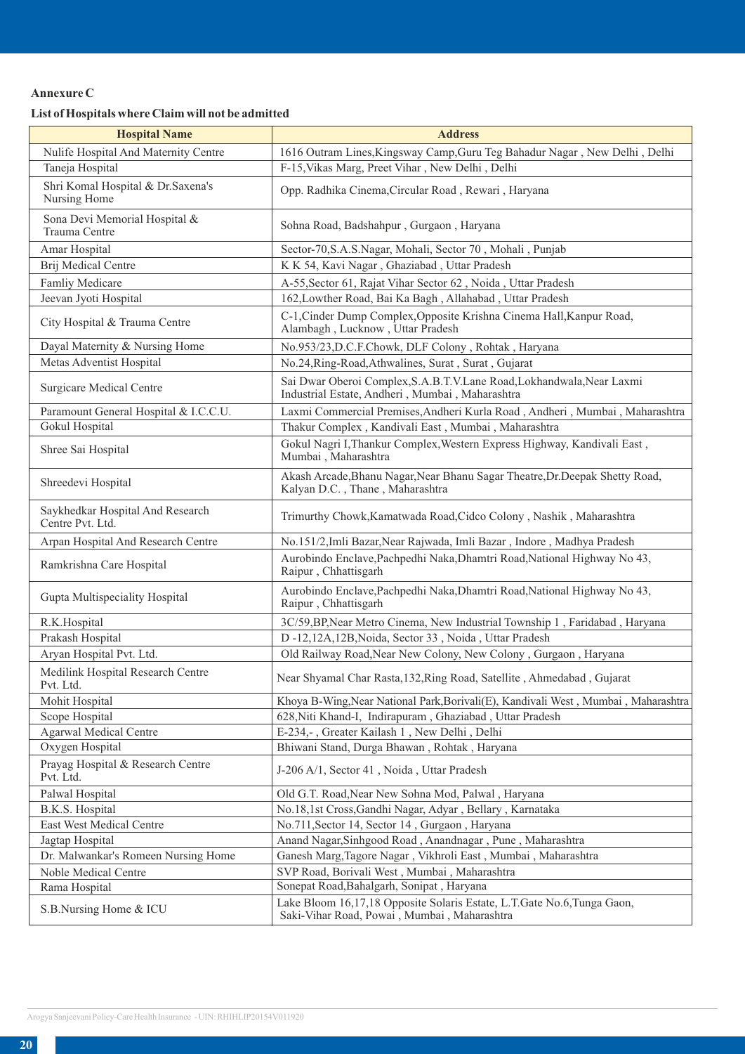**Annexure C**

**List of Hospitals where Claim will not be admitted**

| Hospital Name | Address |
|---|---|
| Nulife Hospital And Maternity Centre | 1616 Outram Lines,Kingsway Camp,Guru Teg Bahadur Nagar , New Delhi , Delhi |
| Taneja Hospital | F-15,Vikas Marg, Preet Vihar , New Delhi , Delhi |
| Shri Komal Hospital & Dr.Saxena's Nursing Home | Opp. Radhika Cinema,Circular Road , Rewari , Haryana |
| Sona Devi Memorial Hospital & Trauma Centre | Sohna Road, Badshahpur , Gurgaon , Haryana |
| Amar Hospital | Sector-70,S.A.S.Nagar, Mohali, Sector 70 , Mohali , Punjab |
| Brij Medical Centre | K K 54, Kavi Nagar , Ghaziabad , Uttar Pradesh |
| Famliy Medicare | A-55,Sector 61, Rajat Vihar Sector 62 , Noida , Uttar Pradesh |
| Jeevan Jyoti Hospital | 162,Lowther Road, Bai Ka Bagh , Allahabad , Uttar Pradesh |
| City Hospital & Trauma Centre | C-1,Cinder Dump Complex,Opposite Krishna Cinema Hall,Kanpur Road, Alambagh , Lucknow , Uttar Pradesh |
| Dayal Maternity & Nursing Home | No.953/23,D.C.F.Chowk, DLF Colony , Rohtak , Haryana |
| Metas Adventist Hospital | No.24,Ring-Road,Athwalines, Surat , Surat , Gujarat |
| Surgicare Medical Centre | Sai Dwar Oberoi Complex,S.A.B.T.V.Lane Road,Lokhandwala,Near Laxmi Industrial Estate, Andheri , Mumbai , Maharashtra |
| Paramount General Hospital & I.C.C.U. | Laxmi Commercial Premises,Andheri Kurla Road , Andheri , Mumbai , Maharashtra |
| Gokul Hospital | Thakur Complex , Kandivali East , Mumbai , Maharashtra |
| Shree Sai Hospital | Gokul Nagri I,Thankur Complex,Western Express Highway, Kandivali East , Mumbai , Maharashtra |
| Shreedevi Hospital | Akash Arcade,Bhanu Nagar,Near Bhanu Sagar Theatre,Dr.Deepak Shetty Road, Kalyan D.C. , Thane , Maharashtra |
| Saykhedkar Hospital And Research Centre Pvt. Ltd. | Trimurthy Chowk,Kamatwada Road,Cidco Colony , Nashik , Maharashtra |
| Arpan Hospital And Research Centre | No.151/2,Imli Bazar,Near Rajwada, Imli Bazar , Indore , Madhya Pradesh |
| Ramkrishna Care Hospital | Aurobindo Enclave,Pachpedhi Naka,Dhamtri Road,National Highway No 43, Raipur , Chhattisgarh |
| Gupta Multispeciality Hospital | Aurobindo Enclave,Pachpedhi Naka,Dhamtri Road,National Highway No 43, Raipur , Chhattisgarh |
| R.K.Hospital | 3C/59,BP,Near Metro Cinema, New Industrial Township 1 , Faridabad , Haryana |
| Prakash Hospital | D -12,12A,12B,Noida, Sector 33 , Noida , Uttar Pradesh |
| Aryan Hospital Pvt. Ltd. | Old Railway Road,Near New Colony, New Colony , Gurgaon , Haryana |
| Medilink Hospital Research Centre Pvt. Ltd. | Near Shyamal Char Rasta,132,Ring Road, Satellite , Ahmedabad , Gujarat |
| Mohit Hospital | Khoya B-Wing,Near National Park,Borivali(E), Kandivali West , Mumbai , Maharashtra |
| Scope Hospital | 628,Niti Khand-I, Indirapuram , Ghaziabad , Uttar Pradesh |
| Agarwal Medical Centre | E-234,- , Greater Kailash 1 , New Delhi , Delhi |
| Oxygen Hospital | Bhiwani Stand, Durga Bhawan , Rohtak , Haryana |
| Prayag Hospital & Research Centre Pvt. Ltd. | J-206 A/1, Sector 41 , Noida , Uttar Pradesh |
| Palwal Hospital | Old G.T. Road,Near New Sohna Mod, Palwal , Haryana |
| B.K.S. Hospital | No.18,1st Cross,Gandhi Nagar, Adyar , Bellary , Karnataka |
| East West Medical Centre | No.711,Sector 14, Sector 14 , Gurgaon , Haryana |
| Jagtap Hospital | Anand Nagar,Sinhgood Road , Anandnagar , Pune , Maharashtra |
| Dr. Malwankar's Romeen Nursing Home | Ganesh Marg,Tagore Nagar , Vikhroli East , Mumbai , Maharashtra |
| Noble Medical Centre | SVP Road, Borivali West , Mumbai , Maharashtra |
| Rama Hospital | Sonepat Road,Bahalgarh, Sonipat , Haryana |
| S.B.Nursing Home & ICU | Lake Bloom 16,17,18 Opposite Solaris Estate, L.T.Gate No.6,Tunga Gaon, Saki-Vihar Road, Powai , Mumbai , Maharashtra |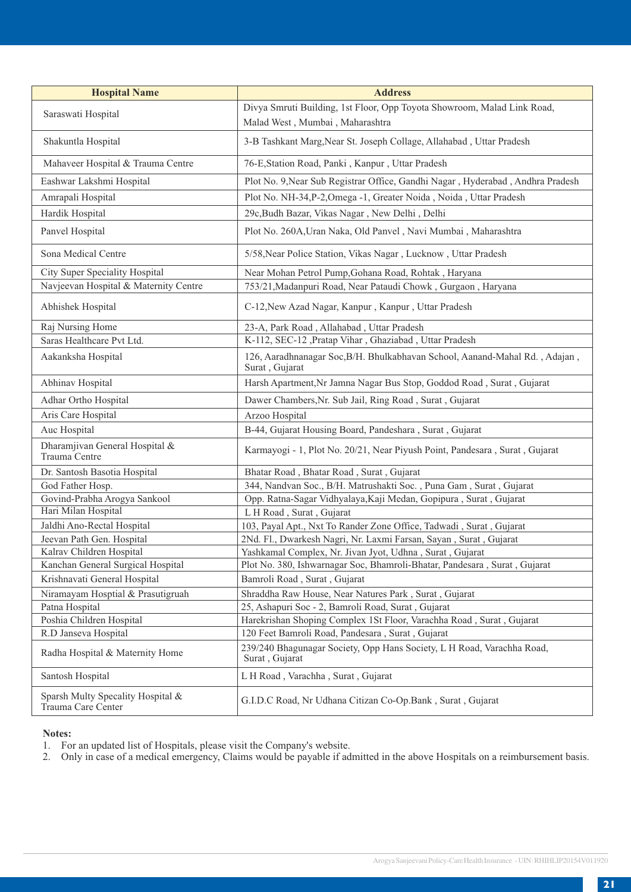| Hospital Name | Address |
|---|---|
| Saraswati Hospital | Divya Smruti Building, 1st Floor, Opp Toyota Showroom, Malad Link Road, Malad West , Mumbai , Maharashtra |
| Shakuntla Hospital | 3-B Tashkant Marg,Near St. Joseph Collage, Allahabad , Uttar Pradesh |
| Mahaveer Hospital & Trauma Centre | 76-E,Station Road, Panki , Kanpur , Uttar Pradesh |
| Eashwar Lakshmi Hospital | Plot No. 9,Near Sub Registrar Office, Gandhi Nagar , Hyderabad , Andhra Pradesh |
| Amrapali Hospital | Plot No. NH-34,P-2,Omega -1, Greater Noida , Noida , Uttar Pradesh |
| Hardik Hospital | 29c,Budh Bazar, Vikas Nagar , New Delhi , Delhi |
| Panvel Hospital | Plot No. 260A,Uran Naka, Old Panvel , Navi Mumbai , Maharashtra |
| Sona Medical Centre | 5/58,Near Police Station, Vikas Nagar , Lucknow , Uttar Pradesh |
| City Super Speciality Hospital | Near Mohan Petrol Pump,Gohana Road, Rohtak , Haryana |
| Navjeevan Hospital & Maternity Centre | 753/21,Madanpuri Road, Near Pataudi Chowk , Gurgaon , Haryana |
| Abhishek Hospital | C-12,New Azad Nagar, Kanpur , Kanpur , Uttar Pradesh |
| Raj Nursing Home | 23-A, Park Road , Allahabad , Uttar Pradesh |
| Saras Healthcare Pvt Ltd. | K-112, SEC-12 ,Pratap Vihar , Ghaziabad , Uttar Pradesh |
| Aakanksha Hospital | 126, Aaradhnanagar Soc,B/H. Bhulkabhavan School, Aanand-Mahal Rd. , Adajan , Surat , Gujarat |
| Abhinav Hospital | Harsh Apartment,Nr Jamna Nagar Bus Stop, Goddod Road , Surat , Gujarat |
| Adhar Ortho Hospital | Dawer Chambers,Nr. Sub Jail, Ring Road , Surat , Gujarat |
| Aris Care Hospital | Arzoo Hospital |
| Auc Hospital | B-44, Gujarat Housing Board, Pandeshara , Surat , Gujarat |
| Dharamjivan General Hospital & Trauma Centre | Karmayogi - 1, Plot No. 20/21, Near Piyush Point, Pandesara , Surat , Gujarat |
| Dr. Santosh Basotia Hospital | Bhatar Road , Bhatar Road , Surat , Gujarat |
| God Father Hosp. | 344, Nandvan Soc., B/H. Matrushakti Soc. , Puna Gam , Surat , Gujarat |
| Govind-Prabha Arogya Sankool | Opp. Ratna-Sagar Vidhyalaya,Kaji Medan, Gopipura , Surat , Gujarat |
| Hari Milan Hospital | L H Road , Surat , Gujarat |
| Jaldhi Ano-Rectal Hospital | 103, Payal Apt., Nxt To Rander Zone Office, Tadwadi , Surat , Gujarat |
| Jeevan Path Gen. Hospital | 2Nd. Fl., Dwarkesh Nagri, Nr. Laxmi Farsan, Sayan , Surat , Gujarat |
| Kalrav Children Hospital | Yashkamal Complex, Nr. Jivan Jyot, Udhna , Surat , Gujarat |
| Kanchan General Surgical Hospital | Plot No. 380, Ishwarnagar Soc, Bhamroli-Bhatar, Pandesara , Surat , Gujarat |
| Krishnavati General Hospital | Bamroli Road , Surat , Gujarat |
| Niramayam Hosptial & Prasutigruah | Shraddha Raw House, Near Natures Park , Surat , Gujarat |
| Patna Hospital | 25, Ashapuri Soc - 2, Bamroli Road, Surat , Gujarat |
| Poshia Children Hospital | Harekrishan Shoping Complex 1St Floor, Varachha Road , Surat , Gujarat |
| R.D Janseva Hospital | 120 Feet Bamroli Road, Pandesara , Surat , Gujarat |
| Radha Hospital & Maternity Home | 239/240 Bhagunagar Society, Opp Hans Society, L H Road, Varachha Road, Surat , Gujarat |
| Santosh Hospital | L H Road , Varachha , Surat , Gujarat |
| Sparsh Multy Specality Hospital & Trauma Care Center | G.I.D.C Road, Nr Udhana Citizan Co-Op.Bank , Surat , Gujarat |

**Notes:**

1. For an updated list of Hospitals, please visit the Company's website.
2. Only in case of a medical emergency, Claims would be payable if admitted in the above Hospitals on a reimbursement basis.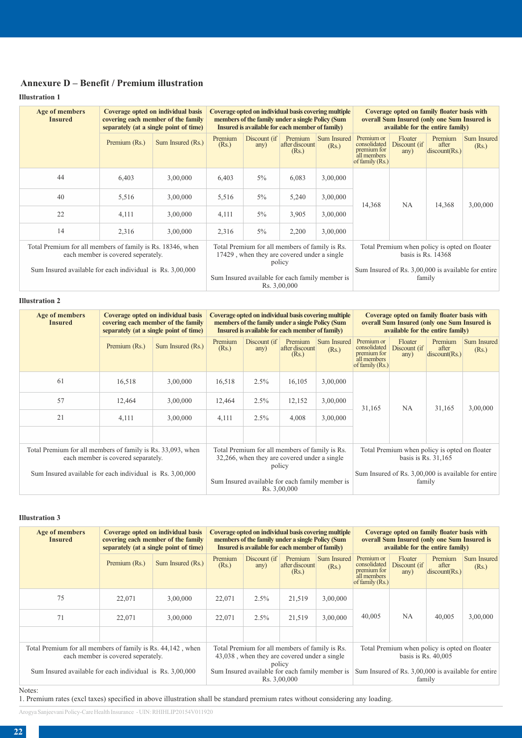## Annexure D – Benefit / Premium illustration

**Illustration 1**

| Age of members Insured | Coverage opted on individual basis covering each member of the family separately (at a single point of time) | | Coverage opted on individual basis covering multiple members of the family under a single Policy (Sum Insured is available for each member of family) | | | | Coverage opted on family floater basis with overall Sum Insured (only one Sum Insured is available for the entire family) | | | |
|---|---|---|---|---|---|---|---|---|---|---|
| | Premium (Rs.) | Sum Insured (Rs.) | Premium (Rs.) | Discount (if any) | Premium after discount (Rs.) | Sum Insured (Rs.) | Premium or consolidated premium for all members of family (Rs.) | Floater Discount (if any) | Premium after discount(Rs.) | Sum Insured (Rs.) |
| 44 | 6,403 | 3,00,000 | 6,403 | 5% | 6,083 | 3,00,000 | 14,368 | NA | 14,368 | 3,00,000 |
| 40 | 5,516 | 3,00,000 | 5,516 | 5% | 5,240 | 3,00,000 | | | | |
| 22 | 4,111 | 3,00,000 | 4,111 | 5% | 3,905 | 3,00,000 | | | | |
| 14 | 2,316 | 3,00,000 | 2,316 | 5% | 2,200 | 3,00,000 | | | | |
| Total Premium for all members of family is Rs. 18346, when each member is covered seperately. Sum Insured available for each individual is Rs. 3,00,000 | | | Total Premium for all members of family is Rs. 17429 , when they are covered under a single policy. Sum Insured available for each family member is Rs. 3,00,000 | | | | Total Premium when policy is opted on floater basis is Rs. 14368. Sum Insured of Rs. 3,00,000 is available for entire family | | | |

**Illustration 2**

| Age of members Insured | Coverage opted on individual basis covering each member of the family separately (at a single point of time) | | Coverage opted on individual basis covering multiple members of the family under a single Policy (Sum Insured is available for each member of family) | | | | Coverage opted on family floater basis with overall Sum Insured (only one Sum Insured is available for the entire family) | | | |
|---|---|---|---|---|---|---|---|---|---|---|
| | Premium (Rs.) | Sum Insured (Rs.) | Premium (Rs.) | Discount (if any) | Premium after discount (Rs.) | Sum Insured (Rs.) | Premium or consolidated premium for all members of family (Rs.) | Floater Discount (if any) | Premium after discount(Rs.) | Sum Insured (Rs.) |
| 61 | 16,518 | 3,00,000 | 16,518 | 2.5% | 16,105 | 3,00,000 | 31,165 | NA | 31,165 | 3,00,000 |
| 57 | 12,464 | 3,00,000 | 12,464 | 2.5% | 12,152 | 3,00,000 | | | | |
| 21 | 4,111 | 3,00,000 | 4,111 | 2.5% | 4,008 | 3,00,000 | | | | |
| | | | | | | | | | | |
| Total Premium for all members of family is Rs. 33,093, when each member is covered separately. Sum Insured available for each individual is Rs. 3,00,000 | | | Total Premium for all members of family is Rs. 32,266, when they are covered under a single policy. Sum Insured available for each family member is Rs. 3,00,000 | | | | Total Premium when policy is opted on floater basis is Rs. 31,165. Sum Insured of Rs. 3,00,000 is available for entire family | | | |

**Illustration 3**

| Age of members Insured | Coverage opted on individual basis covering each member of the family separately (at a single point of time) | | Coverage opted on individual basis covering multiple members of the family under a single Policy (Sum Insured is available for each member of family) | | | | Coverage opted on family floater basis with overall Sum Insured (only one Sum Insured is available for the entire family) | | | |
|---|---|---|---|---|---|---|---|---|---|---|
| | Premium (Rs.) | Sum Insured (Rs.) | Premium (Rs.) | Discount (if any) | Premium after discount (Rs.) | Sum Insured (Rs.) | Premium or consolidated premium for all members of family (Rs.) | Floater Discount (if any) | Premium after discount(Rs.) | Sum Insured (Rs.) |
| 75 | 22,071 | 3,00,000 | 22,071 | 2.5% | 21,519 | 3,00,000 | 40,005 | NA | 40,005 | 3,00,000 |
| 71 | 22,071 | 3,00,000 | 22,071 | 2.5% | 21,519 | 3,00,000 | | | | |
| | | | | | | | | | | |
| Total Premium for all members of family is Rs. 44,142 , when each member is covered seperately. Sum Insured available for each individual is Rs. 3,00,000 | | | Total Premium for all members of family is Rs. 43,038 , when they are covered under a single policy. Sum Insured available for each family member is Rs. 3,00,000 | | | | Total Premium when policy is opted on floater basis is Rs. 40,005. Sum Insured of Rs. 3,00,000 is available for entire family | | | |

Notes:

1. Premium rates (excl taxes) specified in above illustration shall be standard premium rates without considering any loading.